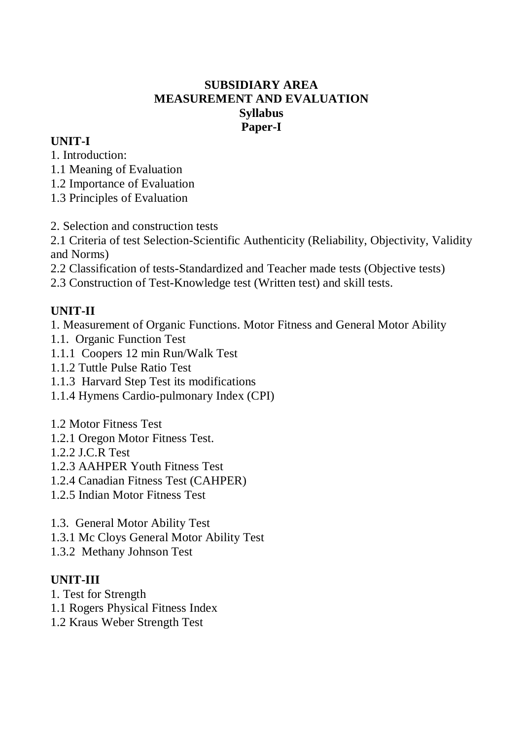# SUBSIDIARY AREA
# MEASUREMENT AND EVALUATION
## Syllabus
## Paper-I

### UNIT-I

1. Introduction:
1.1 Meaning of Evaluation
1.2 Importance of Evaluation
1.3 Principles of Evaluation

2. Selection and construction tests
2.1 Criteria of test Selection-Scientific Authenticity (Reliability, Objectivity, Validity and Norms)
2.2 Classification of tests-Standardized and Teacher made tests (Objective tests)
2.3 Construction of Test-Knowledge test (Written test) and skill tests.

### UNIT-II

1. Measurement of Organic Functions. Motor Fitness and General Motor Ability
1.1. Organic Function Test
1.1.1 Coopers 12 min Run/Walk Test
1.1.2 Tuttle Pulse Ratio Test
1.1.3 Harvard Step Test its modifications
1.1.4 Hymens Cardio-pulmonary Index (CPI)

1.2 Motor Fitness Test
1.2.1 Oregon Motor Fitness Test.
1.2.2 J.C.R Test
1.2.3 AAHPER Youth Fitness Test
1.2.4 Canadian Fitness Test (CAHPER)
1.2.5 Indian Motor Fitness Test

1.3. General Motor Ability Test
1.3.1 Mc Cloys General Motor Ability Test
1.3.2 Methany Johnson Test

### UNIT-III

1. Test for Strength
1.1 Rogers Physical Fitness Index
1.2 Kraus Weber Strength Test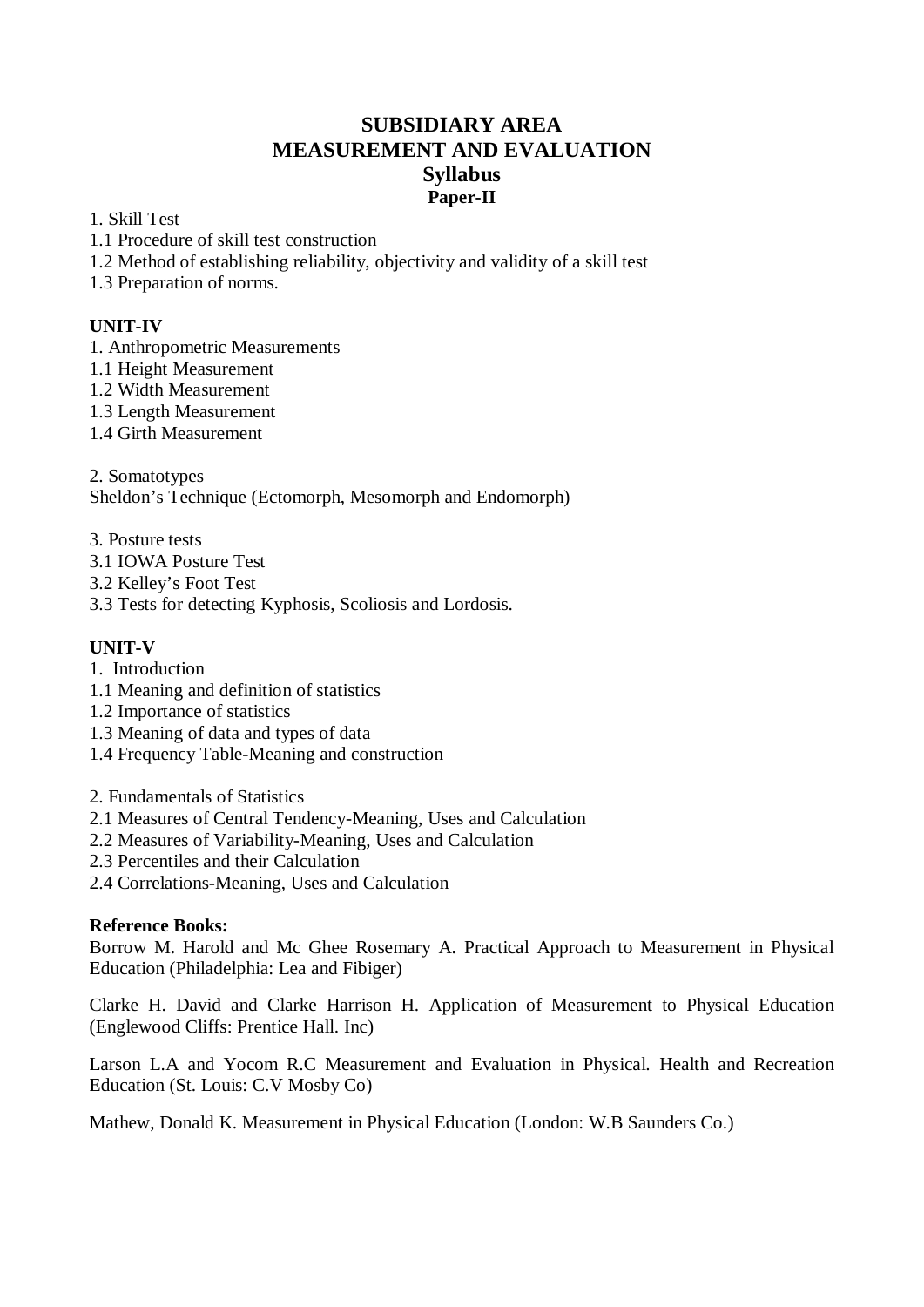# SUBSIDIARY AREA
# MEASUREMENT AND EVALUATION
## Syllabus
### Paper-II

1. Skill Test
1.1 Procedure of skill test construction
1.2 Method of establishing reliability, objectivity and validity of a skill test
1.3 Preparation of norms.

**UNIT-IV**

1. Anthropometric Measurements
1.1 Height Measurement
1.2 Width Measurement
1.3 Length Measurement
1.4 Girth Measurement

2. Somatotypes
Sheldon's Technique (Ectomorph, Mesomorph and Endomorph)

3. Posture tests
3.1 IOWA Posture Test
3.2 Kelley's Foot Test
3.3 Tests for detecting Kyphosis, Scoliosis and Lordosis.

**UNIT-V**

1. Introduction
1.1 Meaning and definition of statistics
1.2 Importance of statistics
1.3 Meaning of data and types of data
1.4 Frequency Table-Meaning and construction

2. Fundamentals of Statistics
2.1 Measures of Central Tendency-Meaning, Uses and Calculation
2.2 Measures of Variability-Meaning, Uses and Calculation
2.3 Percentiles and their Calculation
2.4 Correlations-Meaning, Uses and Calculation

**Reference Books:**

Borrow M. Harold and Mc Ghee Rosemary A. Practical Approach to Measurement in Physical Education (Philadelphia: Lea and Fibiger)

Clarke H. David and Clarke Harrison H. Application of Measurement to Physical Education (Englewood Cliffs: Prentice Hall. Inc)

Larson L.A and Yocom R.C Measurement and Evaluation in Physical. Health and Recreation Education (St. Louis: C.V Mosby Co)

Mathew, Donald K. Measurement in Physical Education (London: W.B Saunders Co.)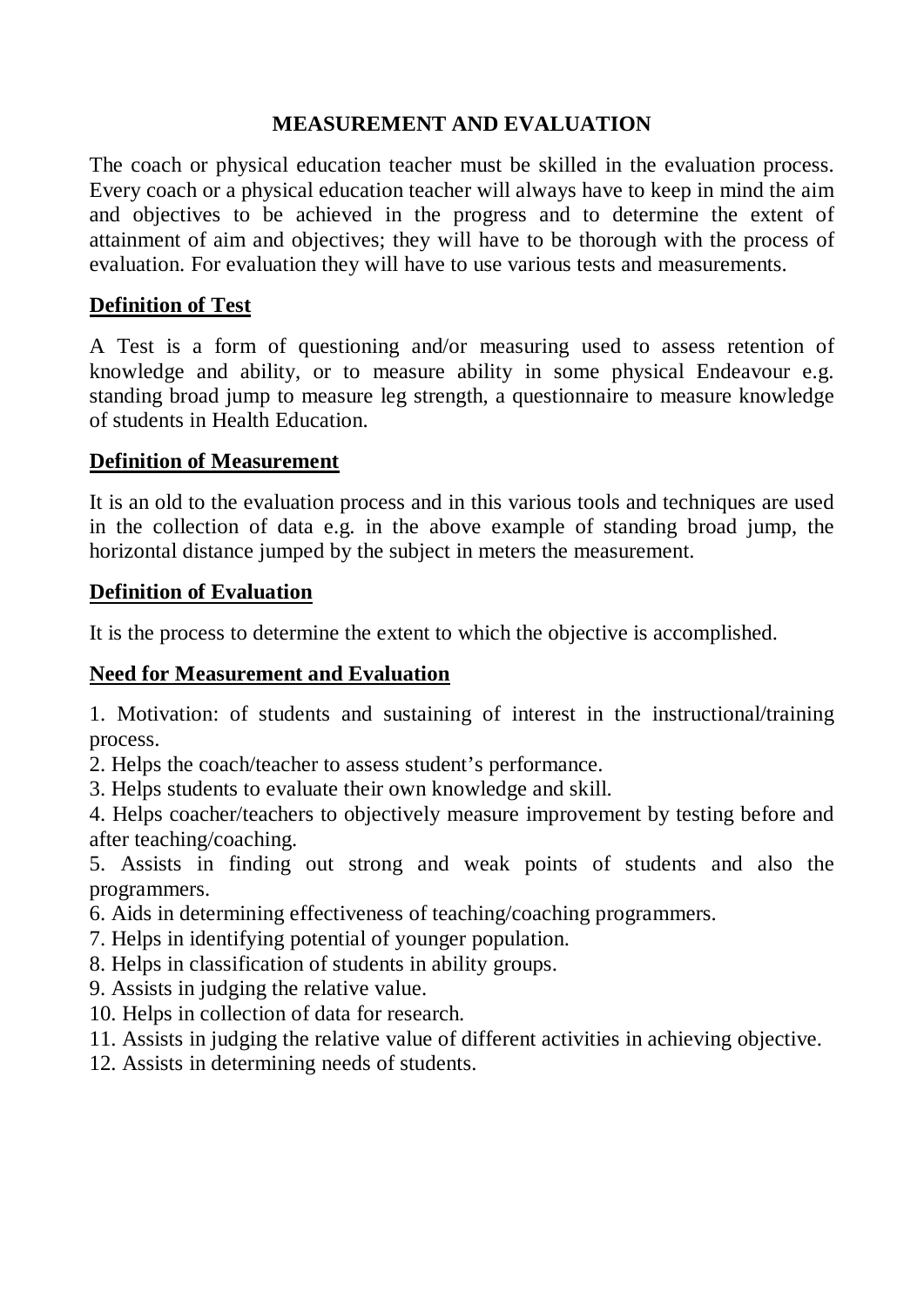# MEASUREMENT AND EVALUATION

The coach or physical education teacher must be skilled in the evaluation process. Every coach or a physical education teacher will always have to keep in mind the aim and objectives to be achieved in the progress and to determine the extent of attainment of aim and objectives; they will have to be thorough with the process of evaluation. For evaluation they will have to use various tests and measurements.

## Definition of Test

A Test is a form of questioning and/or measuring used to assess retention of knowledge and ability, or to measure ability in some physical Endeavour e.g. standing broad jump to measure leg strength, a questionnaire to measure knowledge of students in Health Education.

## Definition of Measurement

It is an old to the evaluation process and in this various tools and techniques are used in the collection of data e.g. in the above example of standing broad jump, the horizontal distance jumped by the subject in meters the measurement.

## Definition of Evaluation

It is the process to determine the extent to which the objective is accomplished.

## Need for Measurement and Evaluation

1. Motivation: of students and sustaining of interest in the instructional/training process.
2. Helps the coach/teacher to assess student's performance.
3. Helps students to evaluate their own knowledge and skill.
4. Helps coacher/teachers to objectively measure improvement by testing before and after teaching/coaching.
5. Assists in finding out strong and weak points of students and also the programmers.
6. Aids in determining effectiveness of teaching/coaching programmers.
7. Helps in identifying potential of younger population.
8. Helps in classification of students in ability groups.
9. Assists in judging the relative value.
10. Helps in collection of data for research.
11. Assists in judging the relative value of different activities in achieving objective.
12. Assists in determining needs of students.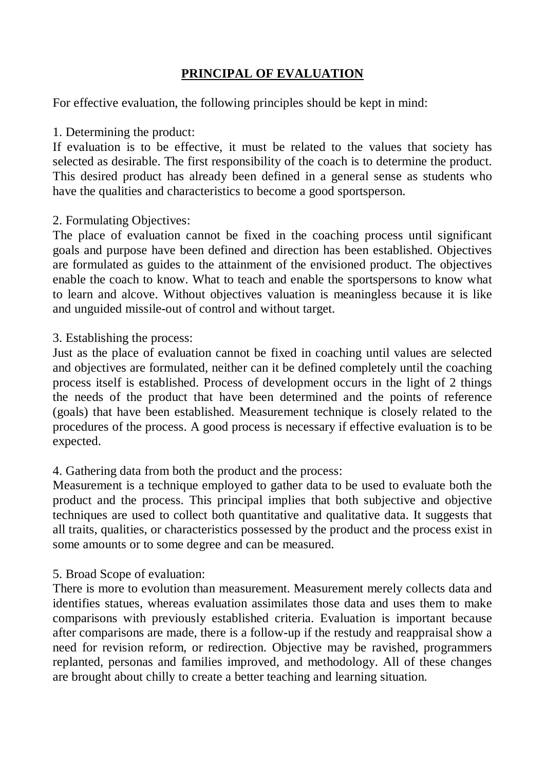# PRINCIPAL OF EVALUATION

For effective evaluation, the following principles should be kept in mind:

1. Determining the product:
If evaluation is to be effective, it must be related to the values that society has selected as desirable. The first responsibility of the coach is to determine the product. This desired product has already been defined in a general sense as students who have the qualities and characteristics to become a good sportsperson.

2. Formulating Objectives:
The place of evaluation cannot be fixed in the coaching process until significant goals and purpose have been defined and direction has been established. Objectives are formulated as guides to the attainment of the envisioned product. The objectives enable the coach to know. What to teach and enable the sportspersons to know what to learn and alcove. Without objectives valuation is meaningless because it is like and unguided missile-out of control and without target.

3. Establishing the process:
Just as the place of evaluation cannot be fixed in coaching until values are selected and objectives are formulated, neither can it be defined completely until the coaching process itself is established. Process of development occurs in the light of 2 things the needs of the product that have been determined and the points of reference (goals) that have been established. Measurement technique is closely related to the procedures of the process. A good process is necessary if effective evaluation is to be expected.

4. Gathering data from both the product and the process:
Measurement is a technique employed to gather data to be used to evaluate both the product and the process. This principal implies that both subjective and objective techniques are used to collect both quantitative and qualitative data. It suggests that all traits, qualities, or characteristics possessed by the product and the process exist in some amounts or to some degree and can be measured.

5. Broad Scope of evaluation:
There is more to evolution than measurement. Measurement merely collects data and identifies statues, whereas evaluation assimilates those data and uses them to make comparisons with previously established criteria. Evaluation is important because after comparisons are made, there is a follow-up if the restudy and reappraisal show a need for revision reform, or redirection. Objective may be ravished, programmers replanted, personas and families improved, and methodology. All of these changes are brought about chilly to create a better teaching and learning situation.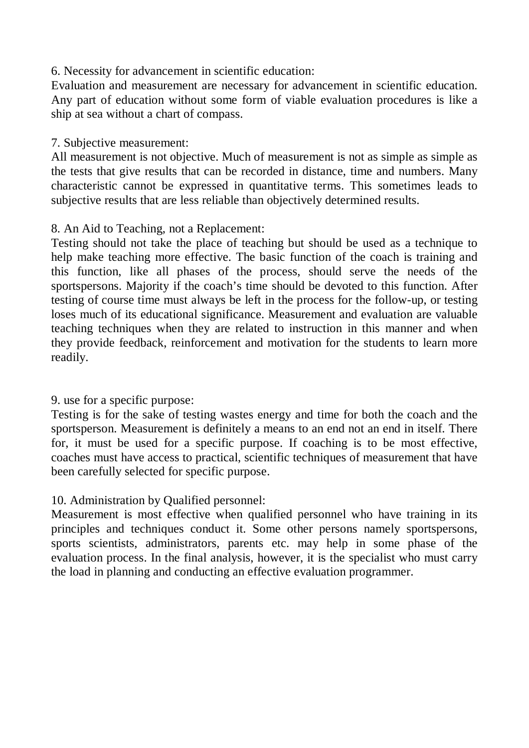6. Necessity for advancement in scientific education:

Evaluation and measurement are necessary for advancement in scientific education. Any part of education without some form of viable evaluation procedures is like a ship at sea without a chart of compass.

7. Subjective measurement:

All measurement is not objective. Much of measurement is not as simple as simple as the tests that give results that can be recorded in distance, time and numbers. Many characteristic cannot be expressed in quantitative terms. This sometimes leads to subjective results that are less reliable than objectively determined results.

8. An Aid to Teaching, not a Replacement:

Testing should not take the place of teaching but should be used as a technique to help make teaching more effective. The basic function of the coach is training and this function, like all phases of the process, should serve the needs of the sportspersons. Majority if the coach's time should be devoted to this function. After testing of course time must always be left in the process for the follow-up, or testing loses much of its educational significance. Measurement and evaluation are valuable teaching techniques when they are related to instruction in this manner and when they provide feedback, reinforcement and motivation for the students to learn more readily.

9. use for a specific purpose:

Testing is for the sake of testing wastes energy and time for both the coach and the sportsperson. Measurement is definitely a means to an end not an end in itself. There for, it must be used for a specific purpose. If coaching is to be most effective, coaches must have access to practical, scientific techniques of measurement that have been carefully selected for specific purpose.

10. Administration by Qualified personnel:

Measurement is most effective when qualified personnel who have training in its principles and techniques conduct it. Some other persons namely sportspersons, sports scientists, administrators, parents etc. may help in some phase of the evaluation process. In the final analysis, however, it is the specialist who must carry the load in planning and conducting an effective evaluation programmer.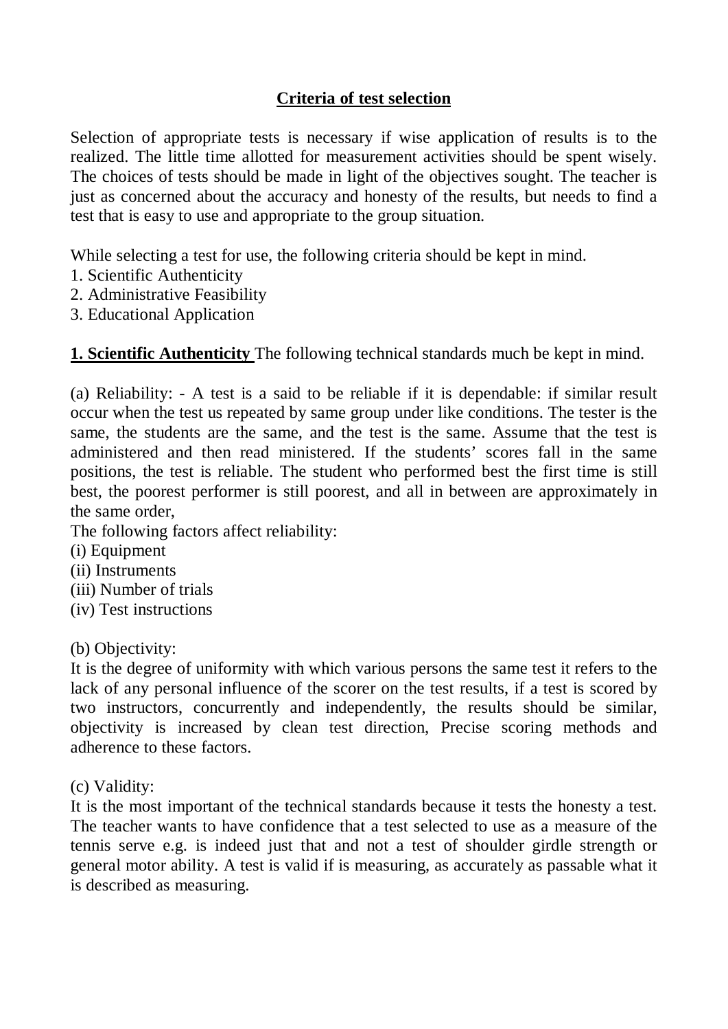## Criteria of test selection

Selection of appropriate tests is necessary if wise application of results is to the realized. The little time allotted for measurement activities should be spent wisely. The choices of tests should be made in light of the objectives sought. The teacher is just as concerned about the accuracy and honesty of the results, but needs to find a test that is easy to use and appropriate to the group situation.

While selecting a test for use, the following criteria should be kept in mind.
1. Scientific Authenticity
2. Administrative Feasibility
3. Educational Application

**1. Scientific Authenticity** The following technical standards much be kept in mind.

(a) Reliability: - A test is a said to be reliable if it is dependable: if similar result occur when the test us repeated by same group under like conditions. The tester is the same, the students are the same, and the test is the same. Assume that the test is administered and then read ministered. If the students' scores fall in the same positions, the test is reliable. The student who performed best the first time is still best, the poorest performer is still poorest, and all in between are approximately in the same order,

The following factors affect reliability:
(i) Equipment
(ii) Instruments
(iii) Number of trials
(iv) Test instructions

(b) Objectivity:
It is the degree of uniformity with which various persons the same test it refers to the lack of any personal influence of the scorer on the test results, if a test is scored by two instructors, concurrently and independently, the results should be similar, objectivity is increased by clean test direction, Precise scoring methods and adherence to these factors.

(c) Validity:
It is the most important of the technical standards because it tests the honesty a test. The teacher wants to have confidence that a test selected to use as a measure of the tennis serve e.g. is indeed just that and not a test of shoulder girdle strength or general motor ability. A test is valid if is measuring, as accurately as passable what it is described as measuring.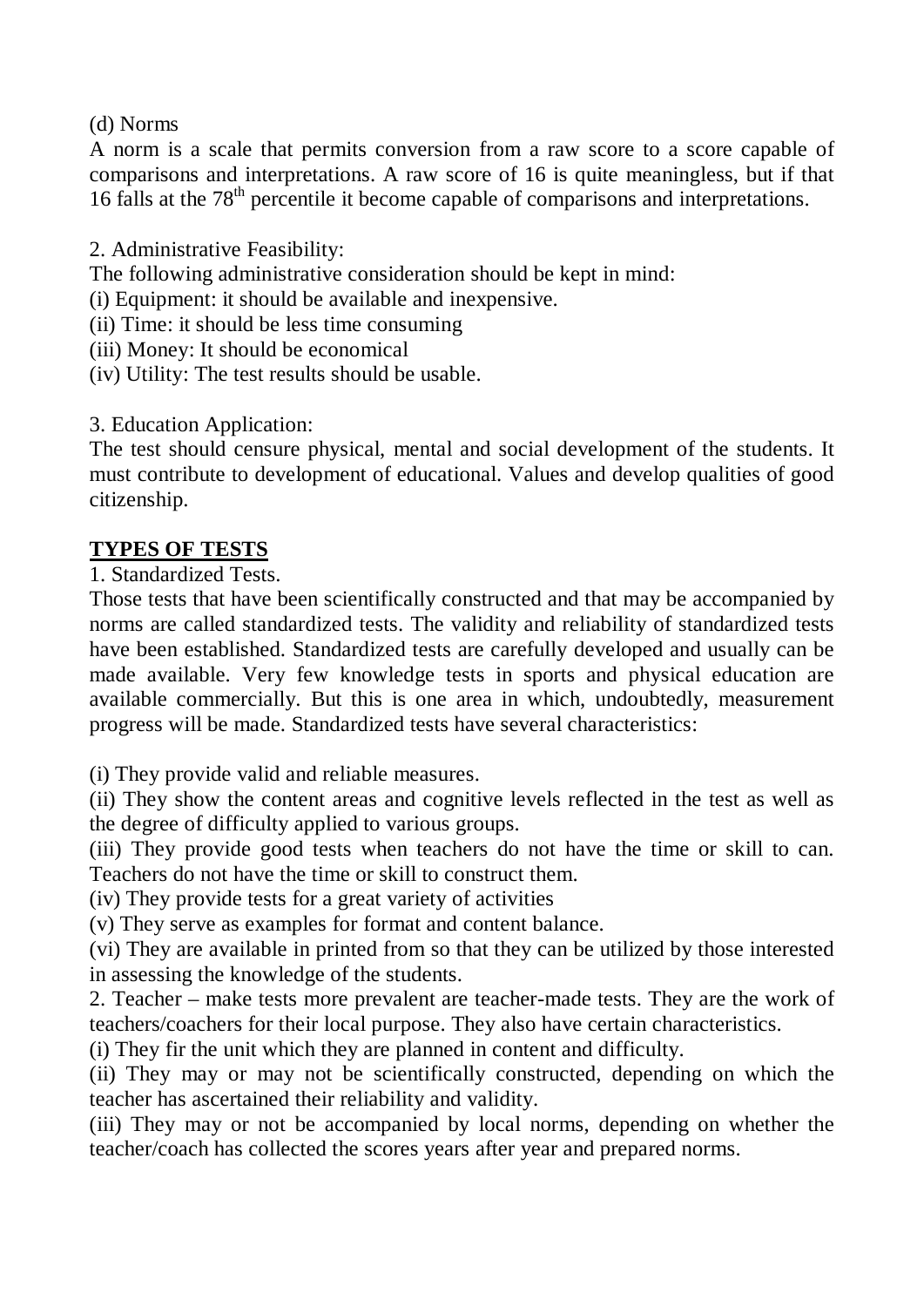(d) Norms

A norm is a scale that permits conversion from a raw score to a score capable of comparisons and interpretations. A raw score of 16 is quite meaningless, but if that 16 falls at the $78^{th}$ percentile it become capable of comparisons and interpretations.

2. Administrative Feasibility:

The following administrative consideration should be kept in mind:

(i) Equipment: it should be available and inexpensive.
(ii) Time: it should be less time consuming
(iii) Money: It should be economical
(iv) Utility: The test results should be usable.

3. Education Application:

The test should censure physical, mental and social development of the students. It must contribute to development of educational. Values and develop qualities of good citizenship.

**TYPES OF TESTS**

1. Standardized Tests.

Those tests that have been scientifically constructed and that may be accompanied by norms are called standardized tests. The validity and reliability of standardized tests have been established. Standardized tests are carefully developed and usually can be made available. Very few knowledge tests in sports and physical education are available commercially. But this is one area in which, undoubtedly, measurement progress will be made. Standardized tests have several characteristics:

(i) They provide valid and reliable measures.
(ii) They show the content areas and cognitive levels reflected in the test as well as the degree of difficulty applied to various groups.
(iii) They provide good tests when teachers do not have the time or skill to can. Teachers do not have the time or skill to construct them.
(iv) They provide tests for a great variety of activities
(v) They serve as examples for format and content balance.
(vi) They are available in printed from so that they can be utilized by those interested in assessing the knowledge of the students.

2. Teacher – make tests more prevalent are teacher-made tests. They are the work of teachers/coachers for their local purpose. They also have certain characteristics.

(i) They fir the unit which they are planned in content and difficulty.
(ii) They may or may not be scientifically constructed, depending on which the teacher has ascertained their reliability and validity.
(iii) They may or not be accompanied by local norms, depending on whether the teacher/coach has collected the scores years after year and prepared norms.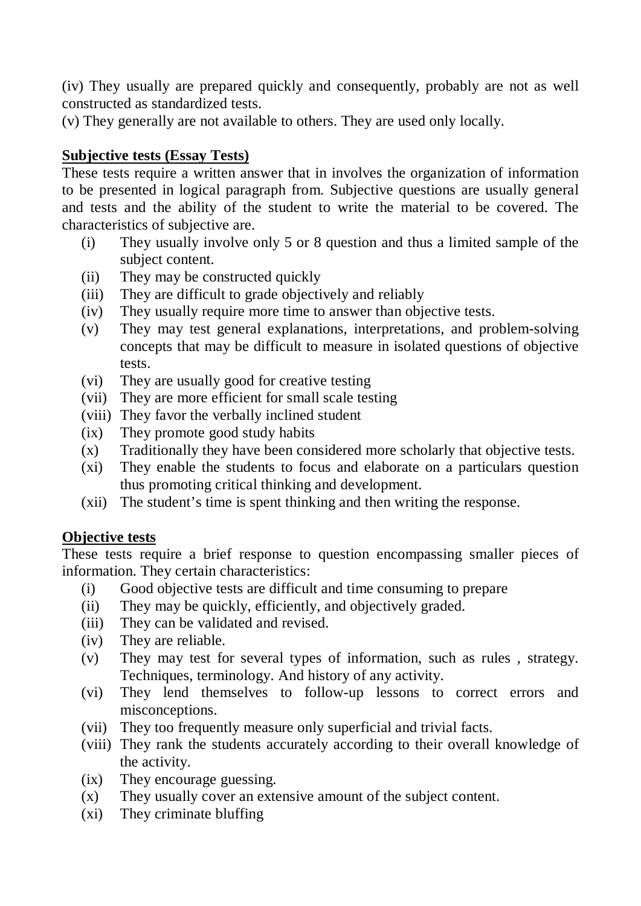(iv) They usually are prepared quickly and consequently, probably are not as well constructed as standardized tests.
(v) They generally are not available to others. They are used only locally.

**<u>Subjective tests (Essay Tests)</u>**

These tests require a written answer that in involves the organization of information to be presented in logical paragraph from. Subjective questions are usually general and tests and the ability of the student to write the material to be covered. The characteristics of subjective are.

(i) They usually involve only 5 or 8 question and thus a limited sample of the subject content.
(ii) They may be constructed quickly
(iii) They are difficult to grade objectively and reliably
(iv) They usually require more time to answer than objective tests.
(v) They may test general explanations, interpretations, and problem-solving concepts that may be difficult to measure in isolated questions of objective tests.
(vi) They are usually good for creative testing
(vii) They are more efficient for small scale testing
(viii) They favor the verbally inclined student
(ix) They promote good study habits
(x) Traditionally they have been considered more scholarly that objective tests.
(xi) They enable the students to focus and elaborate on a particulars question thus promoting critical thinking and development.
(xii) The student's time is spent thinking and then writing the response.

**<u>Objective tests</u>**

These tests require a brief response to question encompassing smaller pieces of information. They certain characteristics:

(i) Good objective tests are difficult and time consuming to prepare
(ii) They may be quickly, efficiently, and objectively graded.
(iii) They can be validated and revised.
(iv) They are reliable.
(v) They may test for several types of information, such as rules , strategy. Techniques, terminology. And history of any activity.
(vi) They lend themselves to follow-up lessons to correct errors and misconceptions.
(vii) They too frequently measure only superficial and trivial facts.
(viii) They rank the students accurately according to their overall knowledge of the activity.
(ix) They encourage guessing.
(x) They usually cover an extensive amount of the subject content.
(xi) They criminate bluffing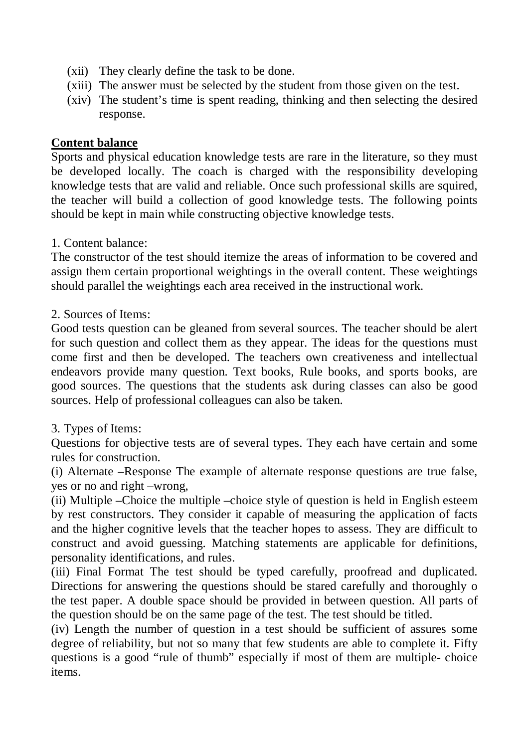(xii) They clearly define the task to be done.
(xiii) The answer must be selected by the student from those given on the test.
(xiv) The student's time is spent reading, thinking and then selecting the desired response.

**Content balance**

Sports and physical education knowledge tests are rare in the literature, so they must be developed locally. The coach is charged with the responsibility developing knowledge tests that are valid and reliable. Once such professional skills are squired, the teacher will build a collection of good knowledge tests. The following points should be kept in main while constructing objective knowledge tests.

1. Content balance:

The constructor of the test should itemize the areas of information to be covered and assign them certain proportional weightings in the overall content. These weightings should parallel the weightings each area received in the instructional work.

2. Sources of Items:

Good tests question can be gleaned from several sources. The teacher should be alert for such question and collect them as they appear. The ideas for the questions must come first and then be developed. The teachers own creativeness and intellectual endeavors provide many question. Text books, Rule books, and sports books, are good sources. The questions that the students ask during classes can also be good sources. Help of professional colleagues can also be taken.

3. Types of Items:

Questions for objective tests are of several types. They each have certain and some rules for construction.

(i) Alternate –Response The example of alternate response questions are true false, yes or no and right –wrong,

(ii) Multiple –Choice the multiple –choice style of question is held in English esteem by rest constructors. They consider it capable of measuring the application of facts and the higher cognitive levels that the teacher hopes to assess. They are difficult to construct and avoid guessing. Matching statements are applicable for definitions, personality identifications, and rules.

(iii) Final Format The test should be typed carefully, proofread and duplicated. Directions for answering the questions should be stared carefully and thoroughly o the test paper. A double space should be provided in between question. All parts of the question should be on the same page of the test. The test should be titled.

(iv) Length the number of question in a test should be sufficient of assures some degree of reliability, but not so many that few students are able to complete it. Fifty questions is a good "rule of thumb" especially if most of them are multiple- choice items.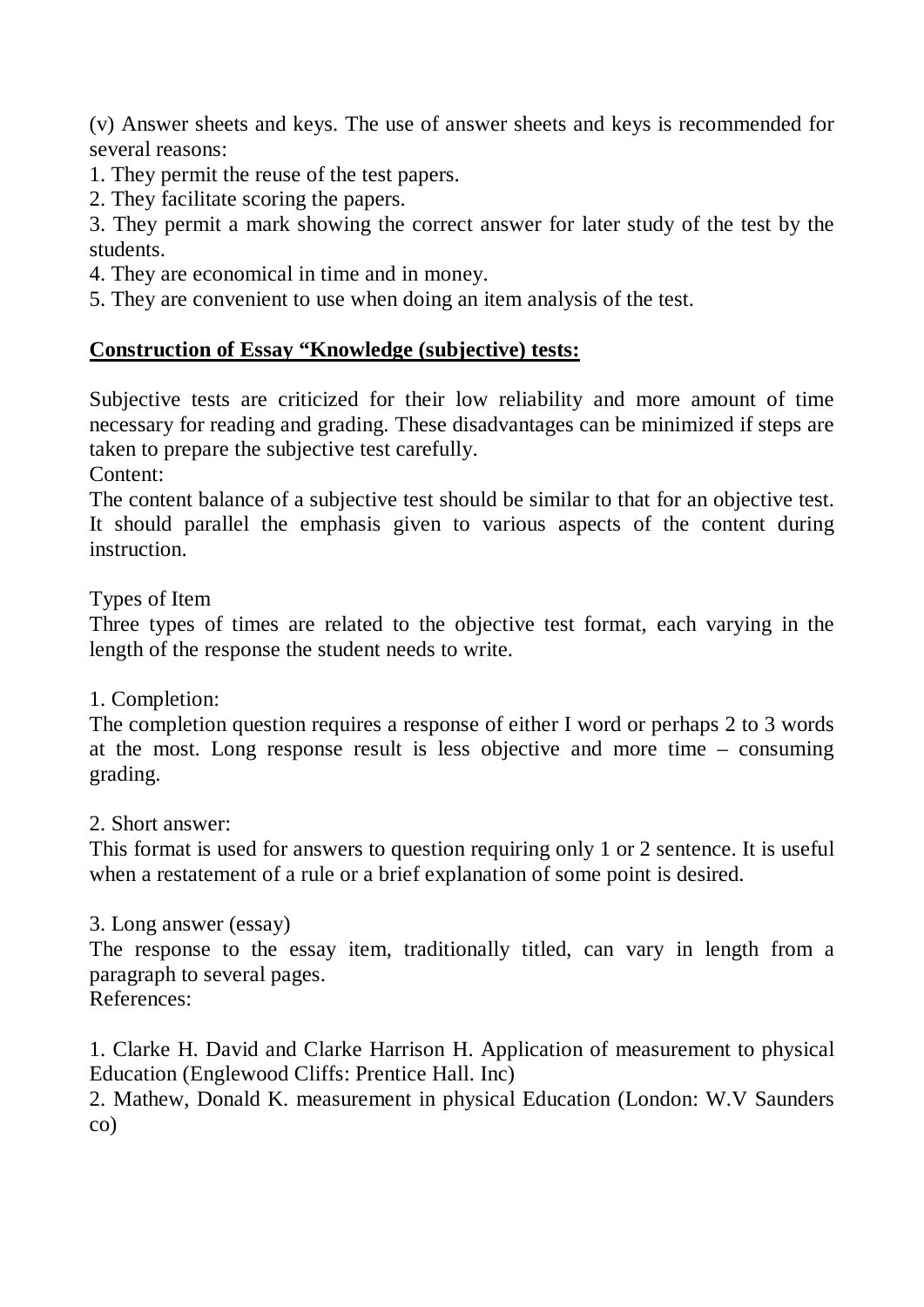(v) Answer sheets and keys. The use of answer sheets and keys is recommended for several reasons:

1. They permit the reuse of the test papers.
2. They facilitate scoring the papers.
3. They permit a mark showing the correct answer for later study of the test by the students.
4. They are economical in time and in money.
5. They are convenient to use when doing an item analysis of the test.

**<u>Construction of Essay “Knowledge (subjective) tests:</u>**

Subjective tests are criticized for their low reliability and more amount of time necessary for reading and grading. These disadvantages can be minimized if steps are taken to prepare the subjective test carefully.

Content:

The content balance of a subjective test should be similar to that for an objective test. It should parallel the emphasis given to various aspects of the content during instruction.

Types of Item

Three types of times are related to the objective test format, each varying in the length of the response the student needs to write.

1. Completion:

The completion question requires a response of either I word or perhaps 2 to 3 words at the most. Long response result is less objective and more time – consuming grading.

2. Short answer:

This format is used for answers to question requiring only 1 or 2 sentence. It is useful when a restatement of a rule or a brief explanation of some point is desired.

3. Long answer (essay)

The response to the essay item, traditionally titled, can vary in length from a paragraph to several pages.

References:

1. Clarke H. David and Clarke Harrison H. Application of measurement to physical Education (Englewood Cliffs: Prentice Hall. Inc)
2. Mathew, Donald K. measurement in physical Education (London: W.V Saunders co)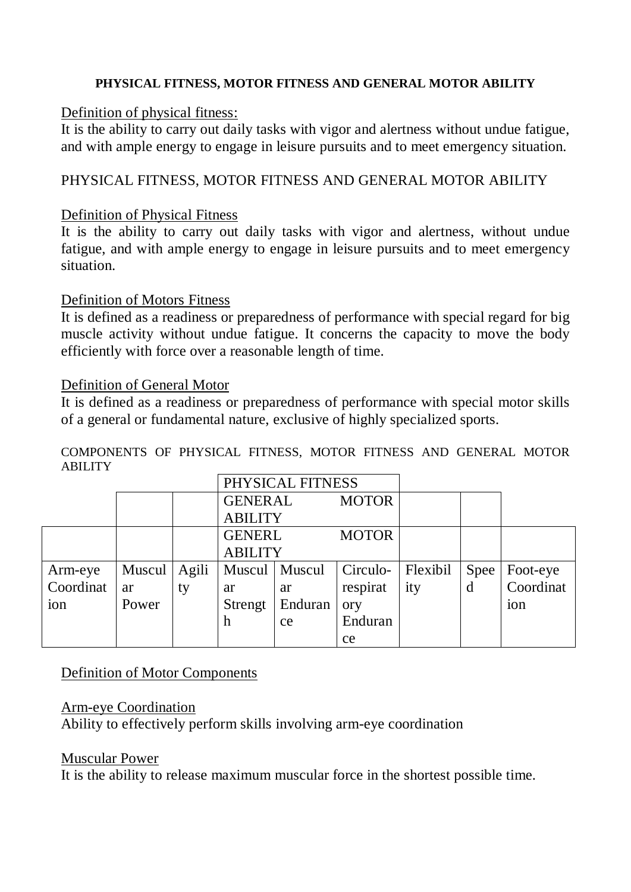**PHYSICAL FITNESS, MOTOR FITNESS AND GENERAL MOTOR ABILITY**

Definition of physical fitness:

It is the ability to carry out daily tasks with vigor and alertness without undue fatigue, and with ample energy to engage in leisure pursuits and to meet emergency situation.

PHYSICAL FITNESS, MOTOR FITNESS AND GENERAL MOTOR ABILITY

Definition of Physical Fitness

It is the ability to carry out daily tasks with vigor and alertness, without undue fatigue, and with ample energy to engage in leisure pursuits and to meet emergency situation.

Definition of Motors Fitness

It is defined as a readiness or preparedness of performance with special regard for big muscle activity without undue fatigue. It concerns the capacity to move the body efficiently with force over a reasonable length of time.

Definition of General Motor

It is defined as a readiness or preparedness of performance with special motor skills of a general or fundamental nature, exclusive of highly specialized sports.

COMPONENTS OF PHYSICAL FITNESS, MOTOR FITNESS AND GENERAL MOTOR ABILITY

| | | | PHYSICAL FITNESS | | | | | |
|---|---|---|---|---|---|---|---|---|
| | | | GENERAL MOTOR ABILITY | | | | | |
| | | | GENERL MOTOR ABILITY | | | | | |
| Arm-eye Coordination | Muscular Power | Agility | Muscular Strength | Muscular Endurance | Circulo-respiratory Endurance | Flexibility | Speed | Foot-eye Coordination |

Definition of Motor Components

Arm-eye Coordination

Ability to effectively perform skills involving arm-eye coordination

Muscular Power

It is the ability to release maximum muscular force in the shortest possible time.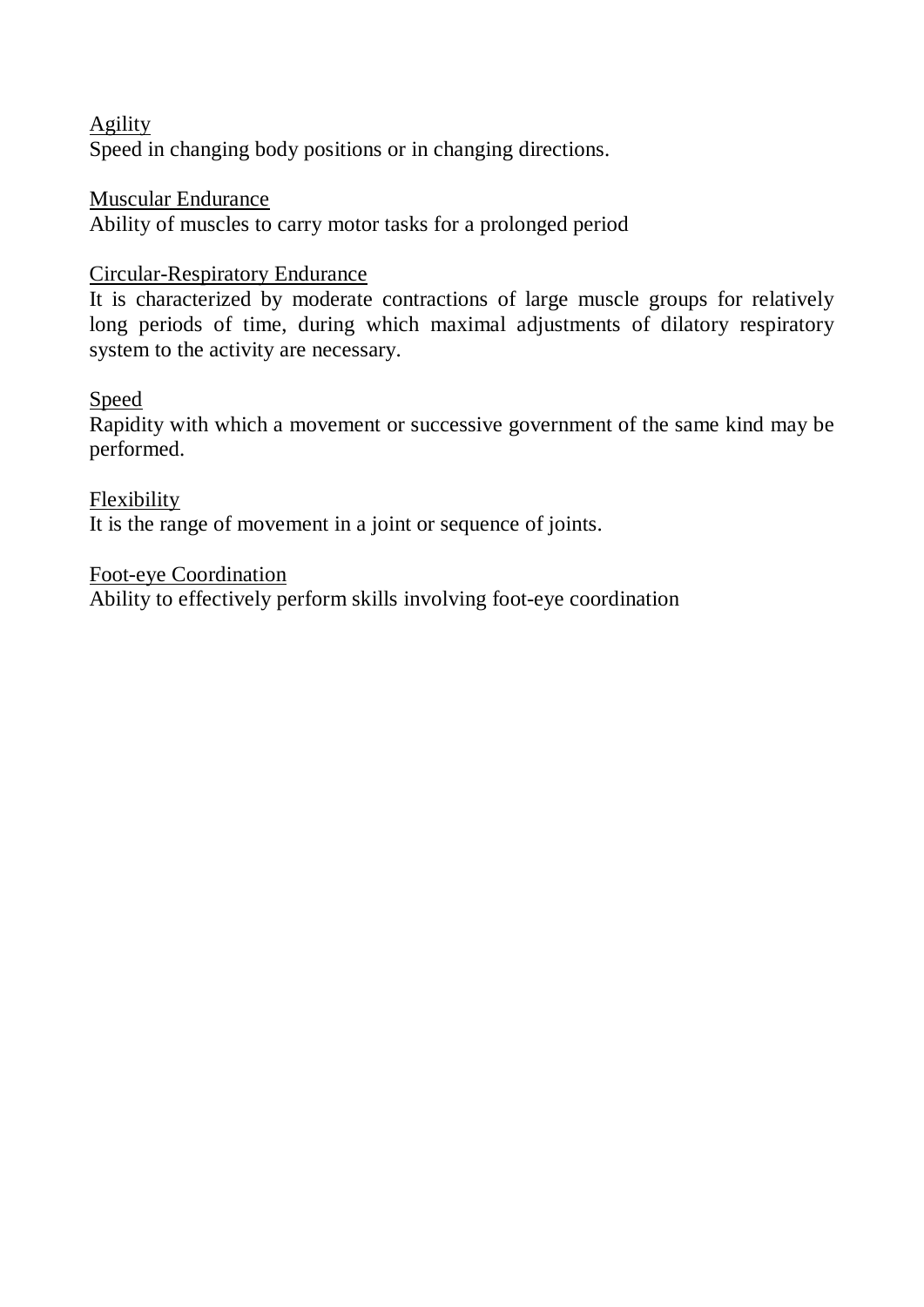<u>Agility</u>
Speed in changing body positions or in changing directions.

<u>Muscular Endurance</u>
Ability of muscles to carry motor tasks for a prolonged period

<u>Circular-Respiratory Endurance</u>
It is characterized by moderate contractions of large muscle groups for relatively long periods of time, during which maximal adjustments of dilatory respiratory system to the activity are necessary.

<u>Speed</u>
Rapidity with which a movement or successive government of the same kind may be performed.

<u>Flexibility</u>
It is the range of movement in a joint or sequence of joints.

<u>Foot-eye Coordination</u>
Ability to effectively perform skills involving foot-eye coordination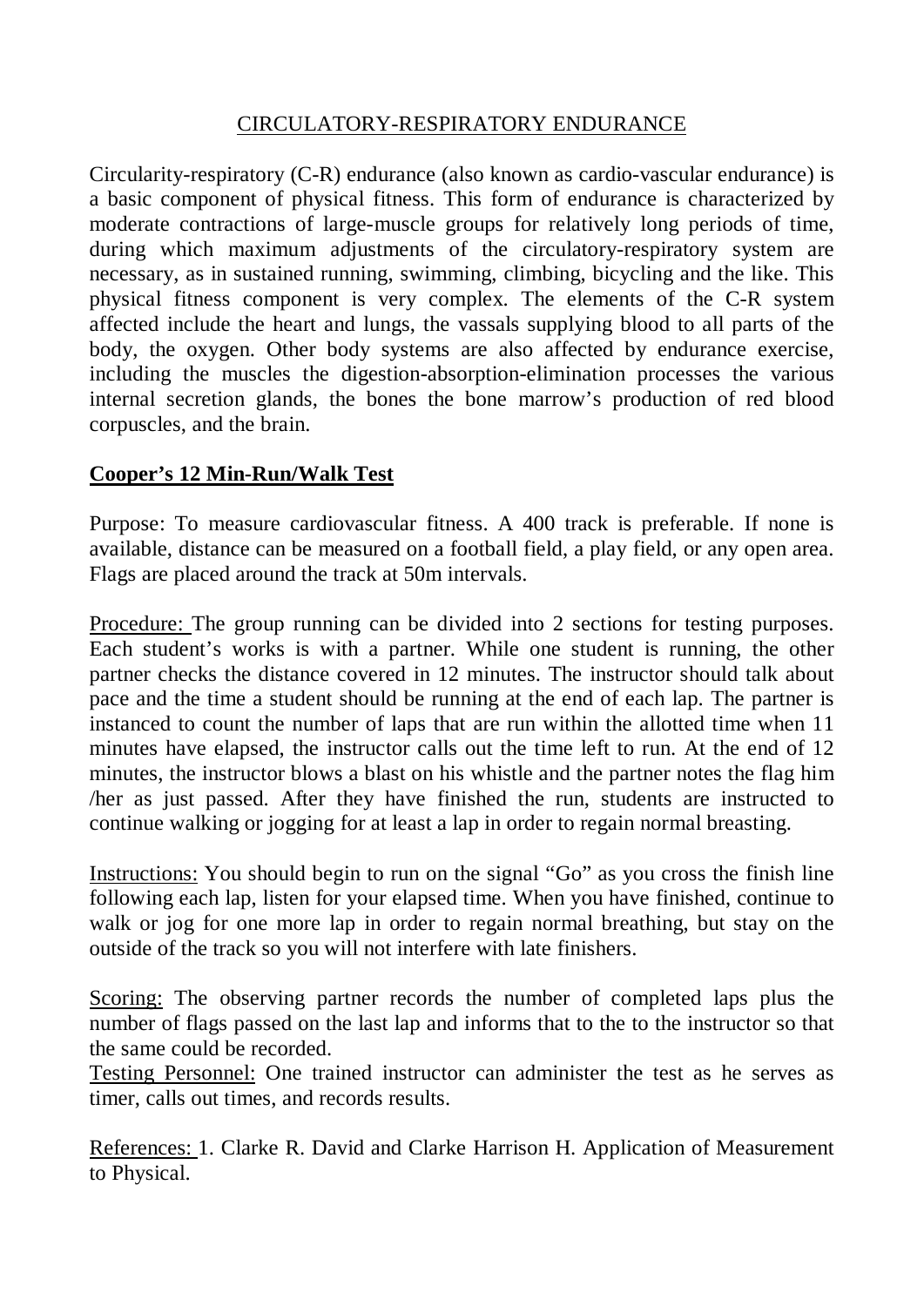# CIRCULATORY-RESPIRATORY ENDURANCE

Circularity-respiratory (C-R) endurance (also known as cardio-vascular endurance) is a basic component of physical fitness. This form of endurance is characterized by moderate contractions of large-muscle groups for relatively long periods of time, during which maximum adjustments of the circulatory-respiratory system are necessary, as in sustained running, swimming, climbing, bicycling and the like. This physical fitness component is very complex. The elements of the C-R system affected include the heart and lungs, the vassals supplying blood to all parts of the body, the oxygen. Other body systems are also affected by endurance exercise, including the muscles the digestion-absorption-elimination processes the various internal secretion glands, the bones the bone marrow's production of red blood corpuscles, and the brain.

## Cooper's 12 Min-Run/Walk Test

Purpose: To measure cardiovascular fitness. A 400 track is preferable. If none is available, distance can be measured on a football field, a play field, or any open area. Flags are placed around the track at 50m intervals.

Procedure: The group running can be divided into 2 sections for testing purposes. Each student's works is with a partner. While one student is running, the other partner checks the distance covered in 12 minutes. The instructor should talk about pace and the time a student should be running at the end of each lap. The partner is instanced to count the number of laps that are run within the allotted time when 11 minutes have elapsed, the instructor calls out the time left to run. At the end of 12 minutes, the instructor blows a blast on his whistle and the partner notes the flag him /her as just passed. After they have finished the run, students are instructed to continue walking or jogging for at least a lap in order to regain normal breasting.

Instructions: You should begin to run on the signal "Go" as you cross the finish line following each lap, listen for your elapsed time. When you have finished, continue to walk or jog for one more lap in order to regain normal breathing, but stay on the outside of the track so you will not interfere with late finishers.

Scoring: The observing partner records the number of completed laps plus the number of flags passed on the last lap and informs that to the to the instructor so that the same could be recorded.

Testing Personnel: One trained instructor can administer the test as he serves as timer, calls out times, and records results.

References: 1. Clarke R. David and Clarke Harrison H. Application of Measurement to Physical.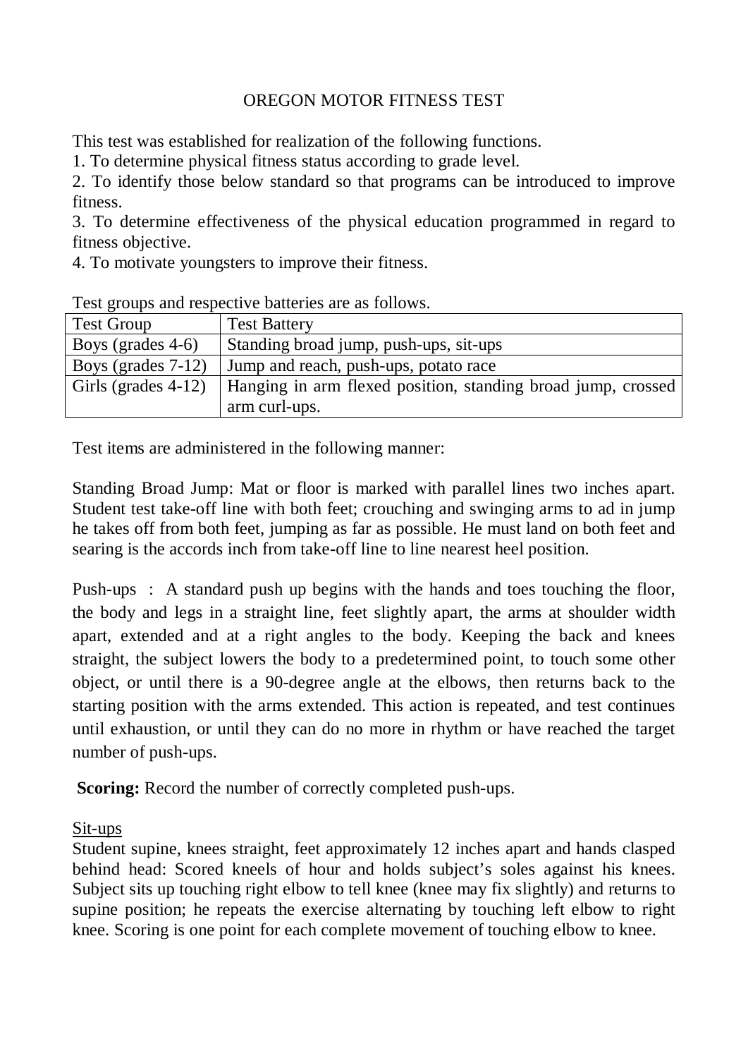# OREGON MOTOR FITNESS TEST

This test was established for realization of the following functions.

1. To determine physical fitness status according to grade level.
2. To identify those below standard so that programs can be introduced to improve fitness.
3. To determine effectiveness of the physical education programmed in regard to fitness objective.
4. To motivate youngsters to improve their fitness.

Test groups and respective batteries are as follows.

| Test Group | Test Battery |
|---|---|
| Boys (grades 4-6) | Standing broad jump, push-ups, sit-ups |
| Boys (grades 7-12) | Jump and reach, push-ups, potato race |
| Girls (grades 4-12) | Hanging in arm flexed position, standing broad jump, crossed arm curl-ups. |

Test items are administered in the following manner:

Standing Broad Jump: Mat or floor is marked with parallel lines two inches apart. Student test take-off line with both feet; crouching and swinging arms to ad in jump he takes off from both feet, jumping as far as possible. He must land on both feet and searing is the accords inch from take-off line to line nearest heel position.

Push-ups : A standard push up begins with the hands and toes touching the floor, the body and legs in a straight line, feet slightly apart, the arms at shoulder width apart, extended and at a right angles to the body. Keeping the back and knees straight, the subject lowers the body to a predetermined point, to touch some other object, or until there is a 90-degree angle at the elbows, then returns back to the starting position with the arms extended. This action is repeated, and test continues until exhaustion, or until they can do no more in rhythm or have reached the target number of push-ups.

**Scoring:** Record the number of correctly completed push-ups.

<u>Sit-ups</u>

Student supine, knees straight, feet approximately 12 inches apart and hands clasped behind head: Scored kneels of hour and holds subject's soles against his knees. Subject sits up touching right elbow to tell knee (knee may fix slightly) and returns to supine position; he repeats the exercise alternating by touching left elbow to right knee. Scoring is one point for each complete movement of touching elbow to knee.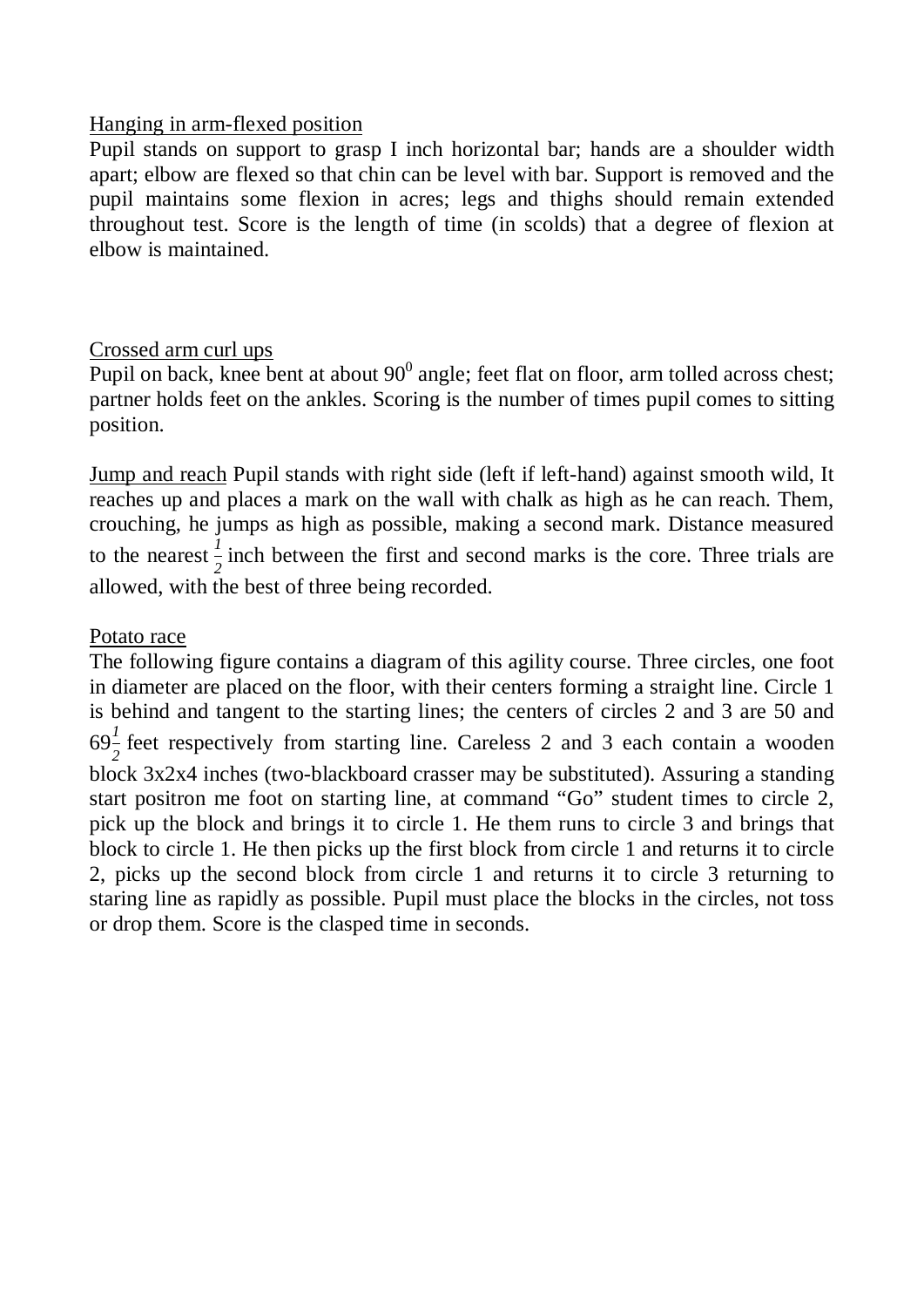Hanging in arm-flexed position

Pupil stands on support to grasp I inch horizontal bar; hands are a shoulder width apart; elbow are flexed so that chin can be level with bar. Support is removed and the pupil maintains some flexion in acres; legs and thighs should remain extended throughout test. Score is the length of time (in scolds) that a degree of flexion at elbow is maintained.

Crossed arm curl ups

Pupil on back, knee bent at about $90^0$ angle; feet flat on floor, arm tolled across chest; partner holds feet on the ankles. Scoring is the number of times pupil comes to sitting position.

Jump and reach Pupil stands with right side (left if left-hand) against smooth wild, It reaches up and places a mark on the wall with chalk as high as he can reach. Them, crouching, he jumps as high as possible, making a second mark. Distance measured to the nearest $\frac{1}{2}$ inch between the first and second marks is the core. Three trials are allowed, with the best of three being recorded.

Potato race

The following figure contains a diagram of this agility course. Three circles, one foot in diameter are placed on the floor, with their centers forming a straight line. Circle 1 is behind and tangent to the starting lines; the centers of circles 2 and 3 are 50 and $69\frac{1}{2}$ feet respectively from starting line. Careless 2 and 3 each contain a wooden block 3x2x4 inches (two-blackboard crasser may be substituted). Assuring a standing start positron me foot on starting line, at command "Go" student times to circle 2, pick up the block and brings it to circle 1. He them runs to circle 3 and brings that block to circle 1. He then picks up the first block from circle 1 and returns it to circle 2, picks up the second block from circle 1 and returns it to circle 3 returning to staring line as rapidly as possible. Pupil must place the blocks in the circles, not toss or drop them. Score is the clasped time in seconds.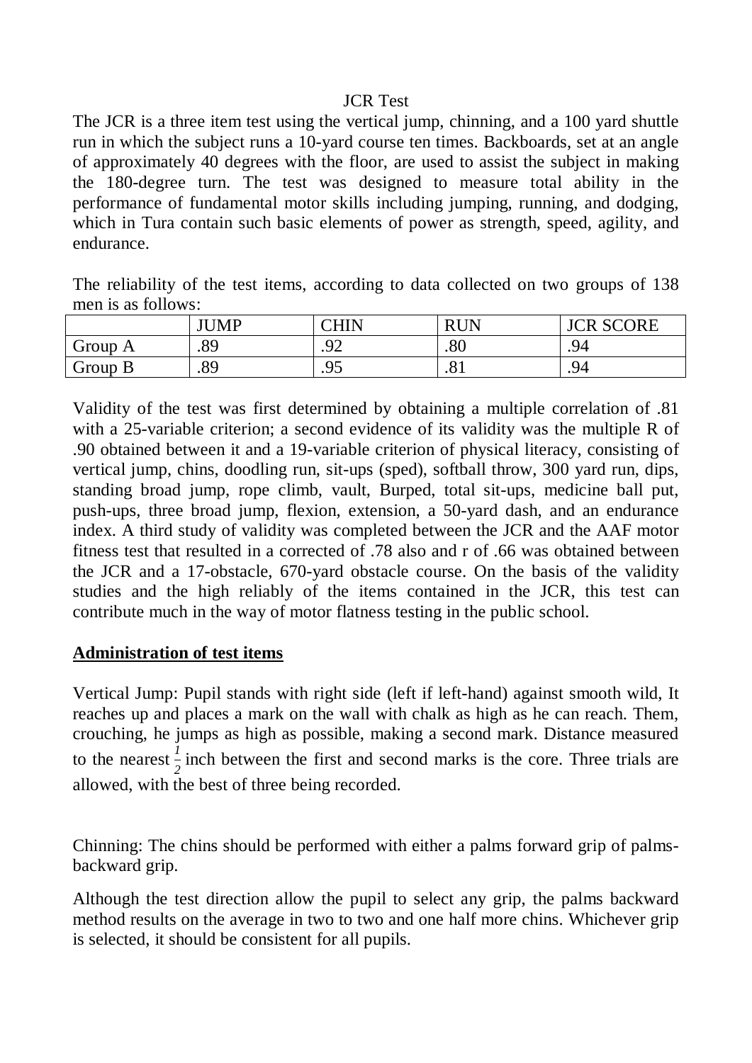JCR Test

The JCR is a three item test using the vertical jump, chinning, and a 100 yard shuttle run in which the subject runs a 10-yard course ten times. Backboards, set at an angle of approximately 40 degrees with the floor, are used to assist the subject in making the 180-degree turn. The test was designed to measure total ability in the performance of fundamental motor skills including jumping, running, and dodging, which in Tura contain such basic elements of power as strength, speed, agility, and endurance.

The reliability of the test items, according to data collected on two groups of 138 men is as follows:

| | JUMP | CHIN | RUN | JCR SCORE |
|---|---|---|---|---|
| Group A | .89 | .92 | .80 | .94 |
| Group B | .89 | .95 | .81 | .94 |

Validity of the test was first determined by obtaining a multiple correlation of .81 with a 25-variable criterion; a second evidence of its validity was the multiple R of .90 obtained between it and a 19-variable criterion of physical literacy, consisting of vertical jump, chins, doodling run, sit-ups (sped), softball throw, 300 yard run, dips, standing broad jump, rope climb, vault, Burped, total sit-ups, medicine ball put, push-ups, three broad jump, flexion, extension, a 50-yard dash, and an endurance index. A third study of validity was completed between the JCR and the AAF motor fitness test that resulted in a corrected of .78 also and r of .66 was obtained between the JCR and a 17-obstacle, 670-yard obstacle course. On the basis of the validity studies and the high reliably of the items contained in the JCR, this test can contribute much in the way of motor flatness testing in the public school.

**Administration of test items**

Vertical Jump: Pupil stands with right side (left if left-hand) against smooth wild, It reaches up and places a mark on the wall with chalk as high as he can reach. Them, crouching, he jumps as high as possible, making a second mark. Distance measured to the nearest $\frac{1}{2}$ inch between the first and second marks is the core. Three trials are allowed, with the best of three being recorded.

Chinning: The chins should be performed with either a palms forward grip of palms-backward grip.

Although the test direction allow the pupil to select any grip, the palms backward method results on the average in two to two and one half more chins. Whichever grip is selected, it should be consistent for all pupils.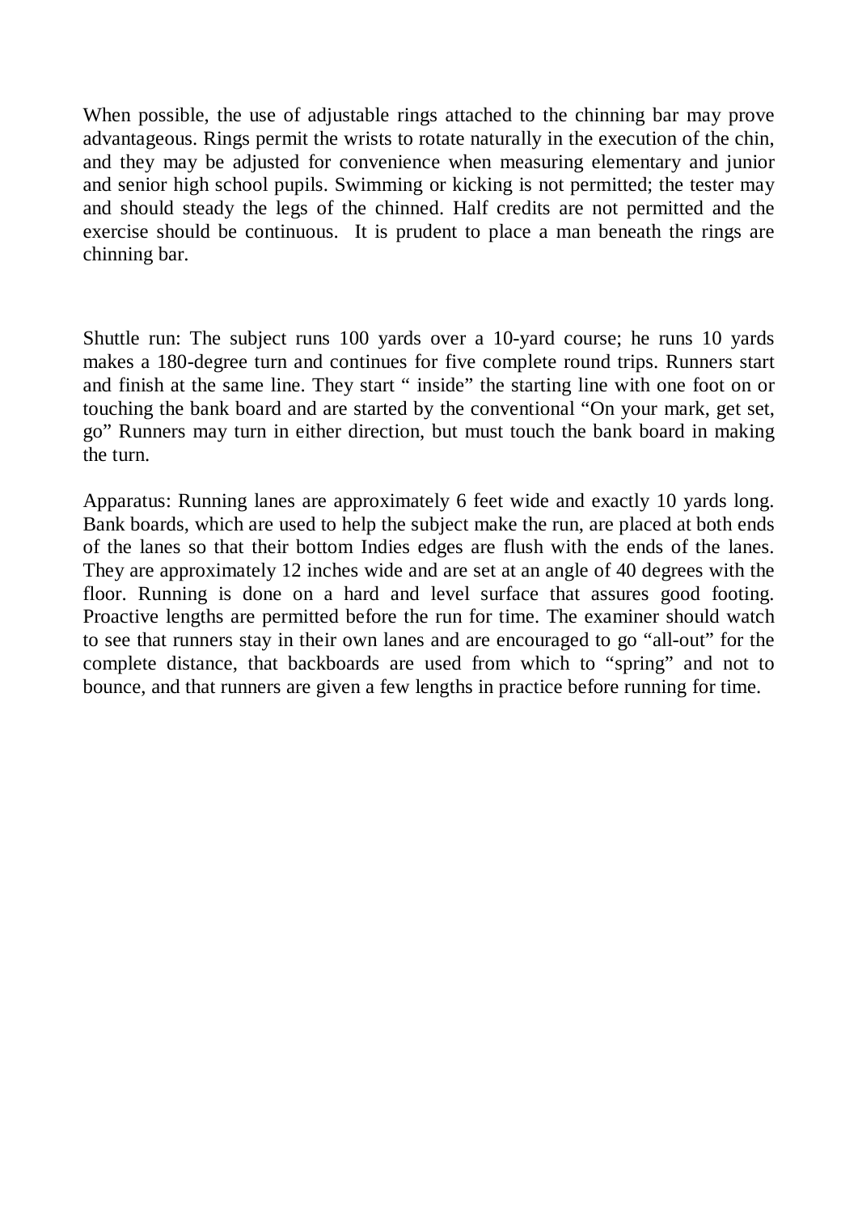When possible, the use of adjustable rings attached to the chinning bar may prove advantageous. Rings permit the wrists to rotate naturally in the execution of the chin, and they may be adjusted for convenience when measuring elementary and junior and senior high school pupils. Swimming or kicking is not permitted; the tester may and should steady the legs of the chinned. Half credits are not permitted and the exercise should be continuous. It is prudent to place a man beneath the rings are chinning bar.

Shuttle run: The subject runs 100 yards over a 10-yard course; he runs 10 yards makes a 180-degree turn and continues for five complete round trips. Runners start and finish at the same line. They start " inside" the starting line with one foot on or touching the bank board and are started by the conventional "On your mark, get set, go" Runners may turn in either direction, but must touch the bank board in making the turn.

Apparatus: Running lanes are approximately 6 feet wide and exactly 10 yards long. Bank boards, which are used to help the subject make the run, are placed at both ends of the lanes so that their bottom Indies edges are flush with the ends of the lanes. They are approximately 12 inches wide and are set at an angle of 40 degrees with the floor. Running is done on a hard and level surface that assures good footing. Proactive lengths are permitted before the run for time. The examiner should watch to see that runners stay in their own lanes and are encouraged to go "all-out" for the complete distance, that backboards are used from which to "spring" and not to bounce, and that runners are given a few lengths in practice before running for time.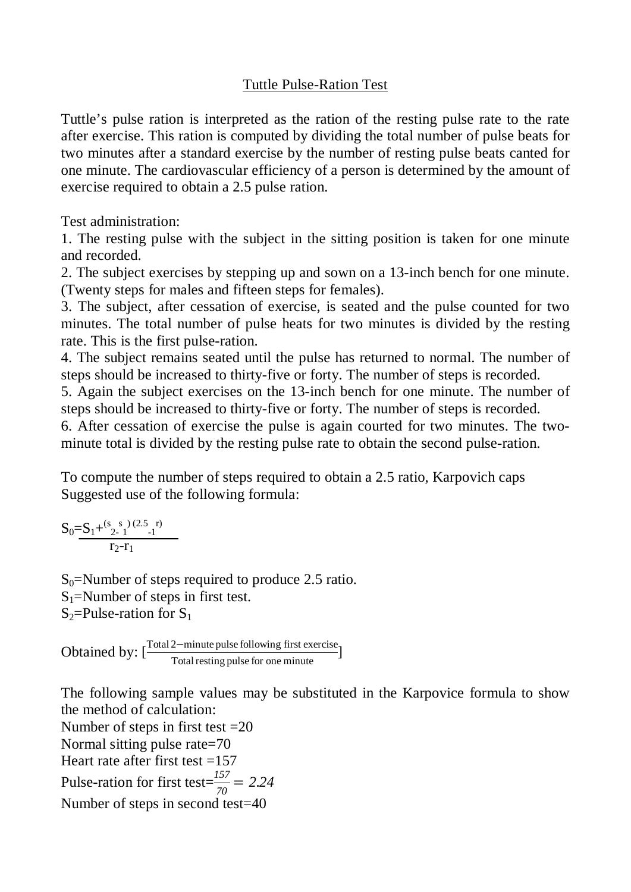# Tuttle Pulse-Ration Test

Tuttle's pulse ration is interpreted as the ration of the resting pulse rate to the rate after exercise. This ration is computed by dividing the total number of pulse beats for two minutes after a standard exercise by the number of resting pulse beats canted for one minute. The cardiovascular efficiency of a person is determined by the amount of exercise required to obtain a 2.5 pulse ration.

Test administration:

1. The resting pulse with the subject in the sitting position is taken for one minute and recorded.
2. The subject exercises by stepping up and sown on a 13-inch bench for one minute. (Twenty steps for males and fifteen steps for females).
3. The subject, after cessation of exercise, is seated and the pulse counted for two minutes. The total number of pulse heats for two minutes is divided by the resting rate. This is the first pulse-ration.
4. The subject remains seated until the pulse has returned to normal. The number of steps should be increased to thirty-five or forty. The number of steps is recorded.
5. Again the subject exercises on the 13-inch bench for one minute. The number of steps should be increased to thirty-five or forty. The number of steps is recorded.
6. After cessation of exercise the pulse is again courted for two minutes. The two-minute total is divided by the resting pulse rate to obtain the second pulse-ration.

To compute the number of steps required to obtain a 2.5 ratio, Karpovich caps Suggested use of the following formula:

$$S_0 = S_1 + \frac{(s_2 - s_1)(2.5 - r_1)}{r_2 - r_1}$$

$S_0$=Number of steps required to produce 2.5 ratio.
$S_1$=Number of steps in first test.
$S_2$=Pulse-ration for $S_1$

Obtained by: $\left[\frac{\text{Total 2-minute pulse following first exercise}}{\text{Total resting pulse for one minute}}\right]$

The following sample values may be substituted in the Karpovice formula to show the method of calculation:

Number of steps in first test =20
Normal sitting pulse rate=70
Heart rate after first test =157
Pulse-ration for first test=$\frac{157}{70} = 2.24$
Number of steps in second test=40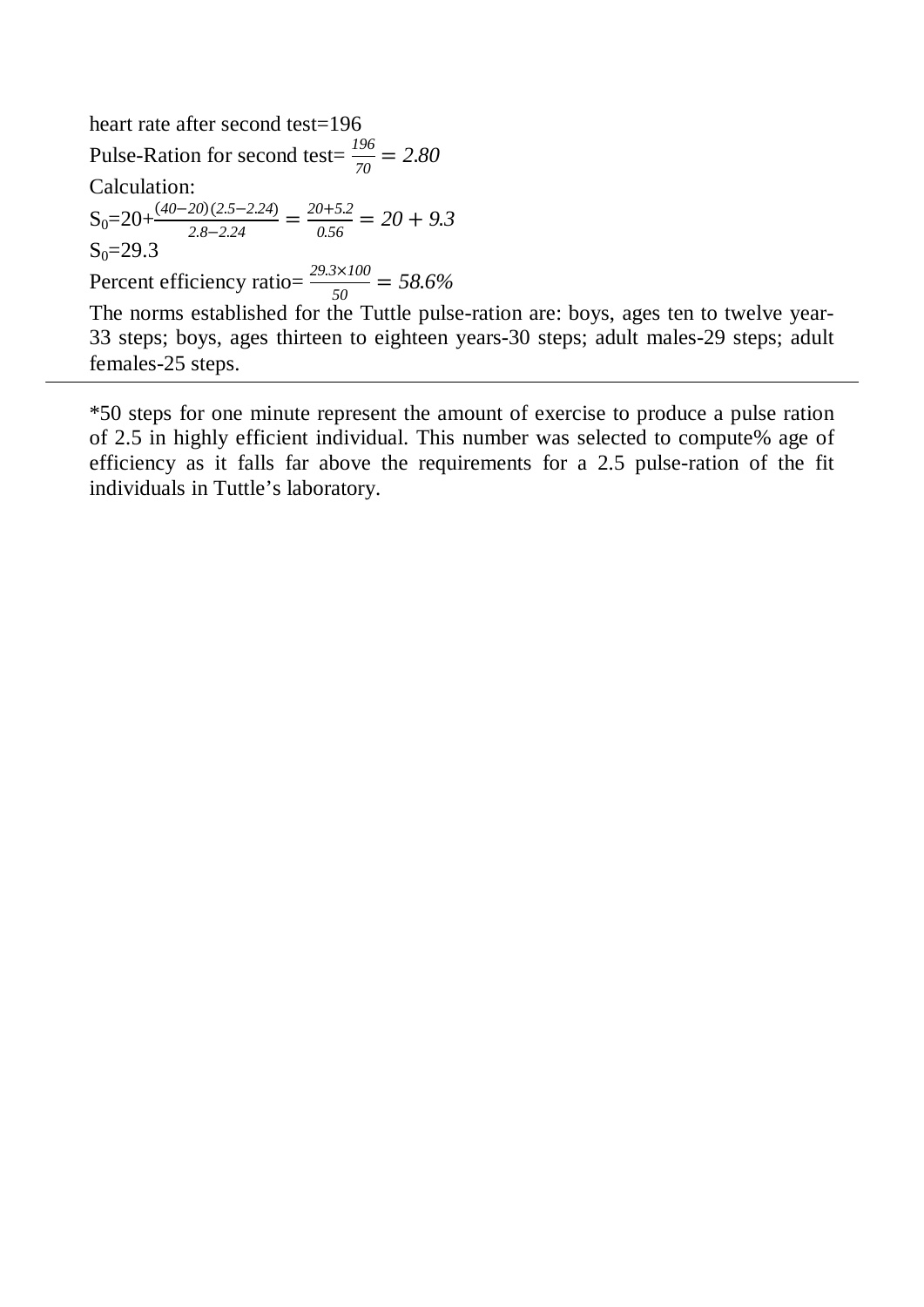heart rate after second test=196

Pulse-Ration for second test= $\frac{196}{70} = 2.80$

Calculation:

$S_0$=20+$\frac{(40-20)(2.5-2.24)}{2.8-2.24} = \frac{20+5.2}{0.56} = 20 + 9.3$

$S_0$=29.3

Percent efficiency ratio= $\frac{29.3\times100}{50} = 58.6\%$

The norms established for the Tuttle pulse-ration are: boys, ages ten to twelve year-33 steps; boys, ages thirteen to eighteen years-30 steps; adult males-29 steps; adult females-25 steps.

---

*50 steps for one minute represent the amount of exercise to produce a pulse ration of 2.5 in highly efficient individual. This number was selected to compute% age of efficiency as it falls far above the requirements for a 2.5 pulse-ration of the fit individuals in Tuttle's laboratory.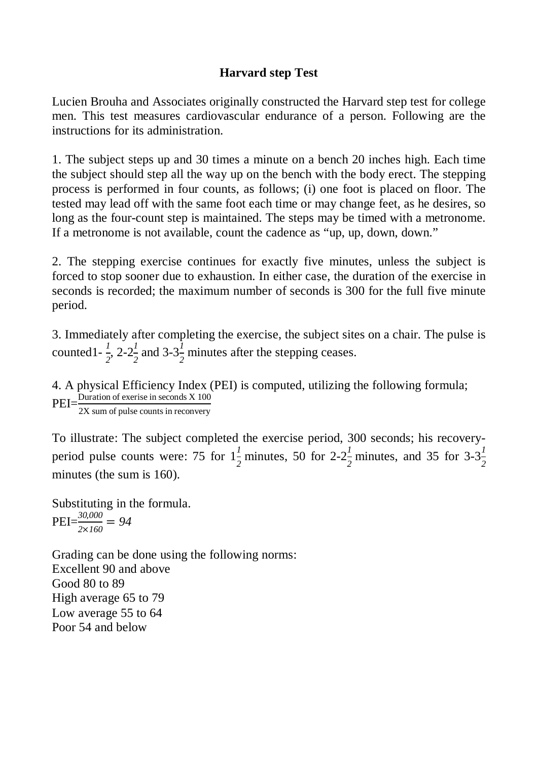**Harvard step Test**

Lucien Brouha and Associates originally constructed the Harvard step test for college men. This test measures cardiovascular endurance of a person. Following are the instructions for its administration.

1. The subject steps up and 30 times a minute on a bench 20 inches high. Each time the subject should step all the way up on the bench with the body erect. The stepping process is performed in four counts, as follows; (i) one foot is placed on floor. The tested may lead off with the same foot each time or may change feet, as he desires, so long as the four-count step is maintained. The steps may be timed with a metronome. If a metronome is not available, count the cadence as "up, up, down, down."

2. The stepping exercise continues for exactly five minutes, unless the subject is forced to stop sooner due to exhaustion. In either case, the duration of the exercise in seconds is recorded; the maximum number of seconds is 300 for the full five minute period.

3. Immediately after completing the exercise, the subject sites on a chair. The pulse is counted1- $\frac{1}{2}$, 2-2$\frac{1}{2}$ and 3-3$\frac{1}{2}$ minutes after the stepping ceases.

4. A physical Efficiency Index (PEI) is computed, utilizing the following formula;

$$PEI = \frac{\text{Duration of exerise in seconds X 100}}{\text{2X sum of pulse counts in reconvery}}$$

To illustrate: The subject completed the exercise period, 300 seconds; his recovery-period pulse counts were: 75 for 1$\frac{1}{2}$ minutes, 50 for 2-2$\frac{1}{2}$ minutes, and 35 for 3-3$\frac{1}{2}$ minutes (the sum is 160).

Substituting in the formula.

$$PEI = \frac{30{,}000}{2 \times 160} = 94$$

Grading can be done using the following norms:
Excellent 90 and above
Good 80 to 89
High average 65 to 79
Low average 55 to 64
Poor 54 and below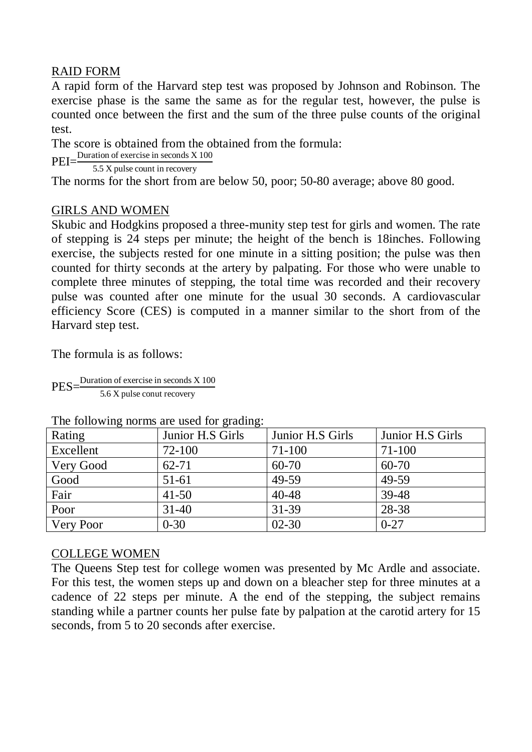## RAID FORM

A rapid form of the Harvard step test was proposed by Johnson and Robinson. The exercise phase is the same the same as for the regular test, however, the pulse is counted once between the first and the sum of the three pulse counts of the original test.

The score is obtained from the obtained from the formula:

$$PEI=\frac{\text{Duration of exercise in seconds X 100}}{\text{5.5 X pulse count in recovery}}$$

The norms for the short from are below 50, poor; 50-80 average; above 80 good.

## GIRLS AND WOMEN

Skubic and Hodgkins proposed a three-munity step test for girls and women. The rate of stepping is 24 steps per minute; the height of the bench is 18inches. Following exercise, the subjects rested for one minute in a sitting position; the pulse was then counted for thirty seconds at the artery by palpating. For those who were unable to complete three minutes of stepping, the total time was recorded and their recovery pulse was counted after one minute for the usual 30 seconds. A cardiovascular efficiency Score (CES) is computed in a manner similar to the short from of the Harvard step test.

The formula is as follows:

$$PES=\frac{\text{Duration of exercise in seconds X 100}}{\text{5.6 X pulse conut recovery}}$$

The following norms are used for grading:

| Rating | Junior H.S Girls | Junior H.S Girls | Junior H.S Girls |
|---|---|---|---|
| Excellent | 72-100 | 71-100 | 71-100 |
| Very Good | 62-71 | 60-70 | 60-70 |
| Good | 51-61 | 49-59 | 49-59 |
| Fair | 41-50 | 40-48 | 39-48 |
| Poor | 31-40 | 31-39 | 28-38 |
| Very Poor | 0-30 | 02-30 | 0-27 |

## COLLEGE WOMEN

The Queens Step test for college women was presented by Mc Ardle and associate. For this test, the women steps up and down on a bleacher step for three minutes at a cadence of 22 steps per minute. A the end of the stepping, the subject remains standing while a partner counts her pulse fate by palpation at the carotid artery for 15 seconds, from 5 to 20 seconds after exercise.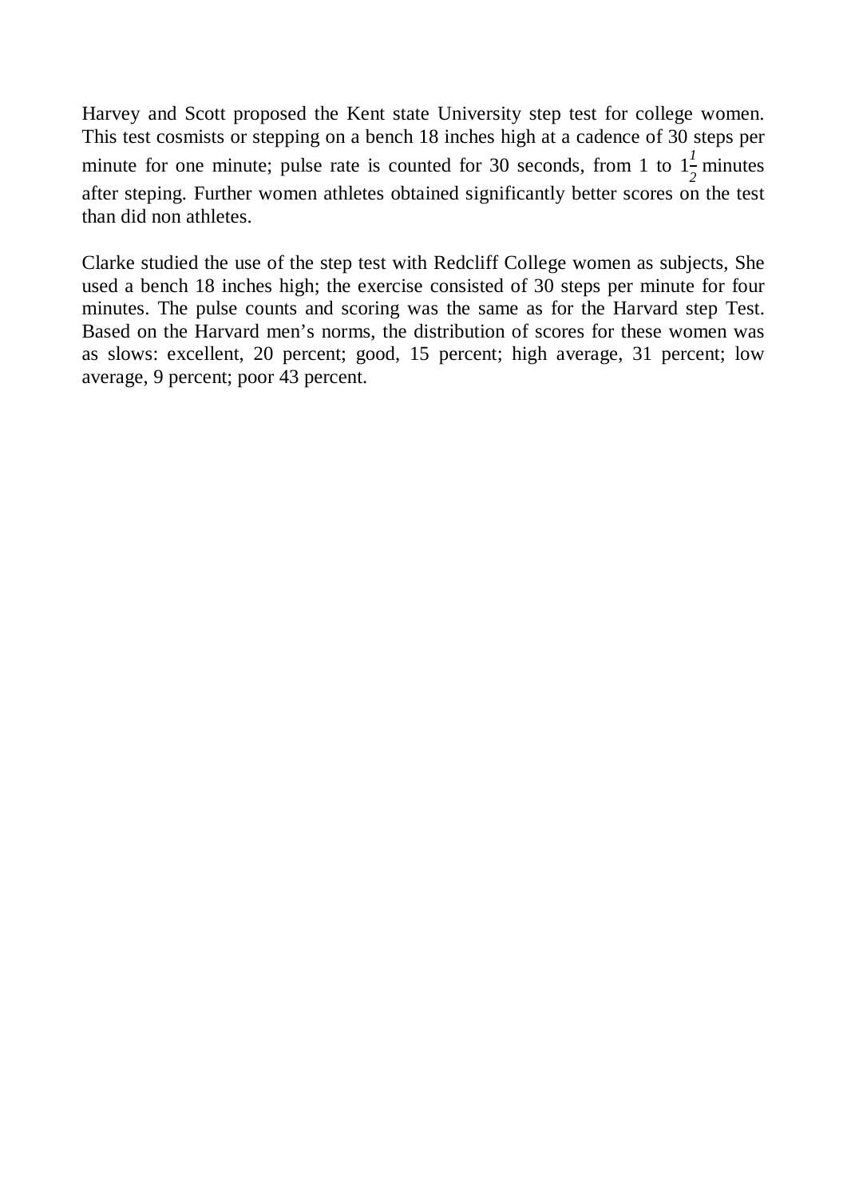Harvey and Scott proposed the Kent state University step test for college women. This test cosmists or stepping on a bench 18 inches high at a cadence of 30 steps per minute for one minute; pulse rate is counted for 30 seconds, from 1 to $1\frac{1}{2}$ minutes after steping. Further women athletes obtained significantly better scores on the test than did non athletes.

Clarke studied the use of the step test with Redcliff College women as subjects, She used a bench 18 inches high; the exercise consisted of 30 steps per minute for four minutes. The pulse counts and scoring was the same as for the Harvard step Test. Based on the Harvard men's norms, the distribution of scores for these women was as slows: excellent, 20 percent; good, 15 percent; high average, 31 percent; low average, 9 percent; poor 43 percent.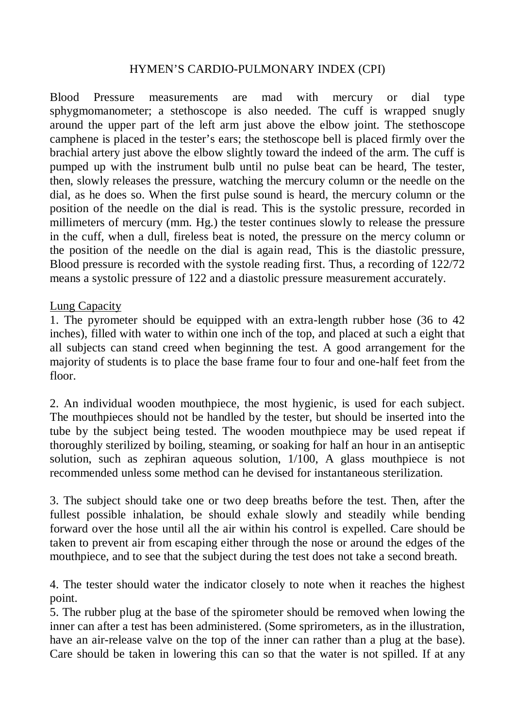HYMEN'S CARDIO-PULMONARY INDEX (CPI)

Blood Pressure measurements are mad with mercury or dial type sphygmomanometer; a stethoscope is also needed. The cuff is wrapped snugly around the upper part of the left arm just above the elbow joint. The stethoscope camphene is placed in the tester's ears; the stethoscope bell is placed firmly over the brachial artery just above the elbow slightly toward the indeed of the arm. The cuff is pumped up with the instrument bulb until no pulse beat can be heard, The tester, then, slowly releases the pressure, watching the mercury column or the needle on the dial, as he does so. When the first pulse sound is heard, the mercury column or the position of the needle on the dial is read. This is the systolic pressure, recorded in millimeters of mercury (mm. Hg.) the tester continues slowly to release the pressure in the cuff, when a dull, fireless beat is noted, the pressure on the mercy column or the position of the needle on the dial is again read, This is the diastolic pressure, Blood pressure is recorded with the systole reading first. Thus, a recording of 122/72 means a systolic pressure of 122 and a diastolic pressure measurement accurately.

<u>Lung Capacity</u>

1. The pyrometer should be equipped with an extra-length rubber hose (36 to 42 inches), filled with water to within one inch of the top, and placed at such a eight that all subjects can stand creed when beginning the test. A good arrangement for the majority of students is to place the base frame four to four and one-half feet from the floor.

2. An individual wooden mouthpiece, the most hygienic, is used for each subject. The mouthpieces should not be handled by the tester, but should be inserted into the tube by the subject being tested. The wooden mouthpiece may be used repeat if thoroughly sterilized by boiling, steaming, or soaking for half an hour in an antiseptic solution, such as zephiran aqueous solution, 1/100, A glass mouthpiece is not recommended unless some method can he devised for instantaneous sterilization.

3. The subject should take one or two deep breaths before the test. Then, after the fullest possible inhalation, be should exhale slowly and steadily while bending forward over the hose until all the air within his control is expelled. Care should be taken to prevent air from escaping either through the nose or around the edges of the mouthpiece, and to see that the subject during the test does not take a second breath.

4. The tester should water the indicator closely to note when it reaches the highest point.

5. The rubber plug at the base of the spirometer should be removed when lowing the inner can after a test has been administered. (Some sprirometers, as in the illustration, have an air-release valve on the top of the inner can rather than a plug at the base). Care should be taken in lowering this can so that the water is not spilled. If at any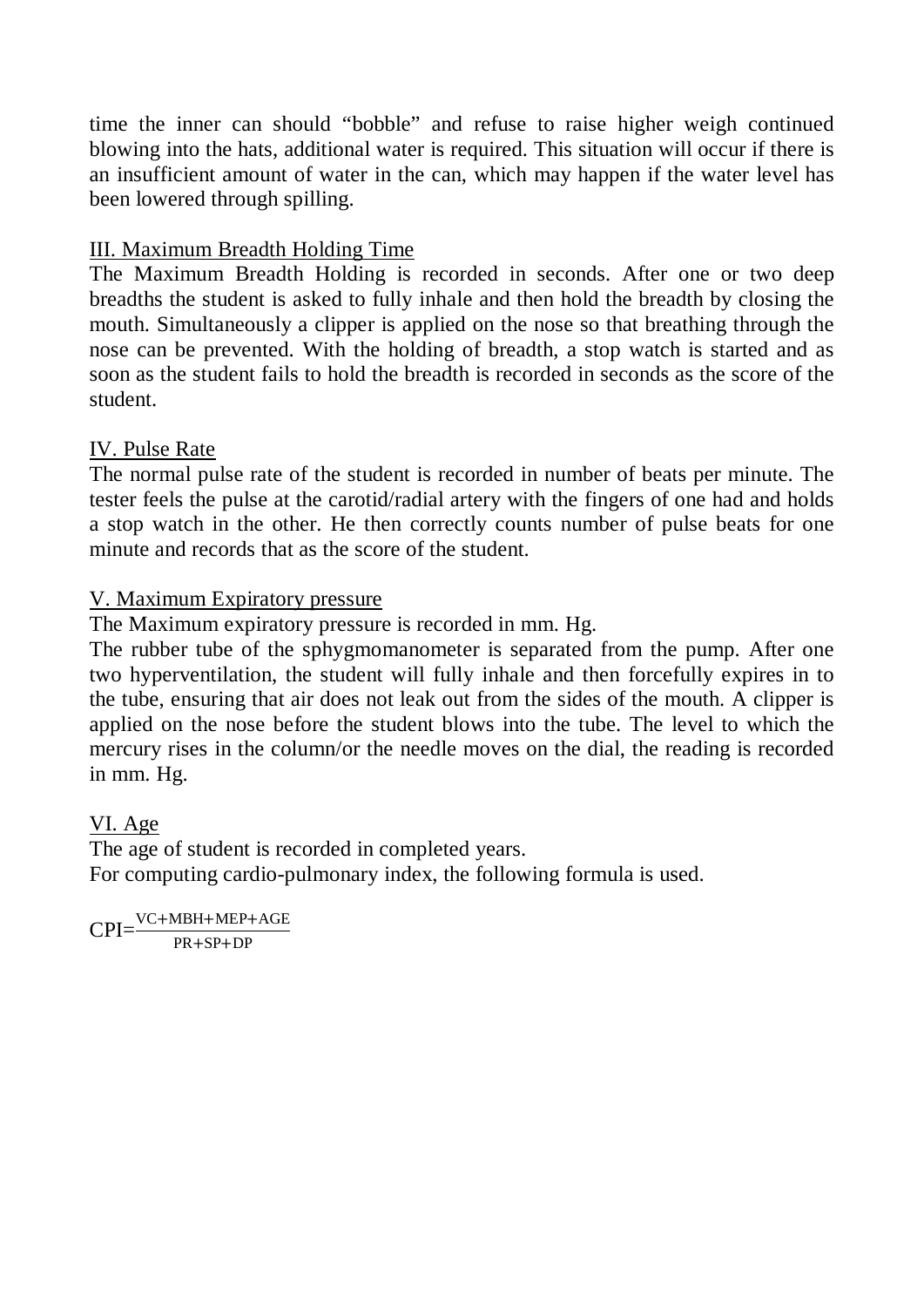time the inner can should "bobble" and refuse to raise higher weigh continued blowing into the hats, additional water is required. This situation will occur if there is an insufficient amount of water in the can, which may happen if the water level has been lowered through spilling.

III. Maximum Breadth Holding Time

The Maximum Breadth Holding is recorded in seconds. After one or two deep breadths the student is asked to fully inhale and then hold the breadth by closing the mouth. Simultaneously a clipper is applied on the nose so that breathing through the nose can be prevented. With the holding of breadth, a stop watch is started and as soon as the student fails to hold the breadth is recorded in seconds as the score of the student.

IV. Pulse Rate

The normal pulse rate of the student is recorded in number of beats per minute. The tester feels the pulse at the carotid/radial artery with the fingers of one had and holds a stop watch in the other. He then correctly counts number of pulse beats for one minute and records that as the score of the student.

V. Maximum Expiratory pressure

The Maximum expiratory pressure is recorded in mm. Hg.

The rubber tube of the sphygmomanometer is separated from the pump. After one two hyperventilation, the student will fully inhale and then forcefully expires in to the tube, ensuring that air does not leak out from the sides of the mouth. A clipper is applied on the nose before the student blows into the tube. The level to which the mercury rises in the column/or the needle moves on the dial, the reading is recorded in mm. Hg.

VI. Age

The age of student is recorded in completed years.

For computing cardio-pulmonary index, the following formula is used.

$$CPI=\frac{VC+MBH+MEP+AGE}{PR+SP+DP}$$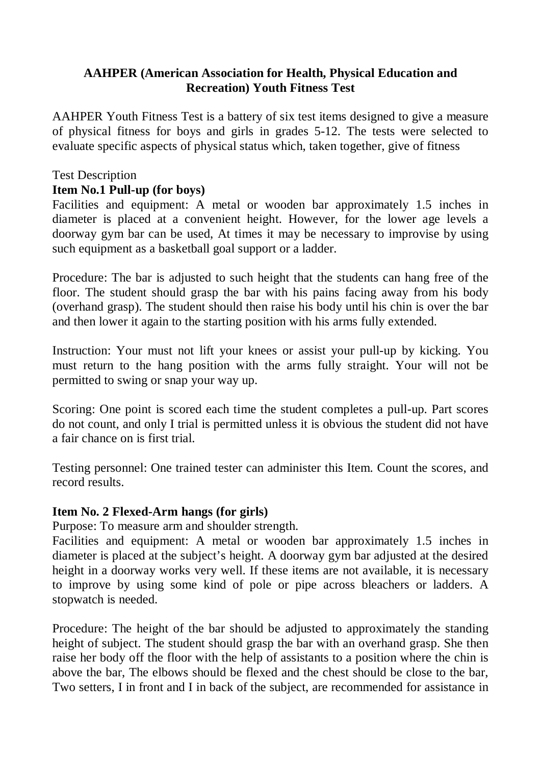**AAHPER (American Association for Health, Physical Education and Recreation) Youth Fitness Test**

AAHPER Youth Fitness Test is a battery of six test items designed to give a measure of physical fitness for boys and girls in grades 5-12. The tests were selected to evaluate specific aspects of physical status which, taken together, give of fitness

Test Description

**Item No.1 Pull-up (for boys)**

Facilities and equipment: A metal or wooden bar approximately 1.5 inches in diameter is placed at a convenient height. However, for the lower age levels a doorway gym bar can be used, At times it may be necessary to improvise by using such equipment as a basketball goal support or a ladder.

Procedure: The bar is adjusted to such height that the students can hang free of the floor. The student should grasp the bar with his pains facing away from his body (overhand grasp). The student should then raise his body until his chin is over the bar and then lower it again to the starting position with his arms fully extended.

Instruction: Your must not lift your knees or assist your pull-up by kicking. You must return to the hang position with the arms fully straight. Your will not be permitted to swing or snap your way up.

Scoring: One point is scored each time the student completes a pull-up. Part scores do not count, and only I trial is permitted unless it is obvious the student did not have a fair chance on is first trial.

Testing personnel: One trained tester can administer this Item. Count the scores, and record results.

**Item No. 2 Flexed-Arm hangs (for girls)**

Purpose: To measure arm and shoulder strength.

Facilities and equipment: A metal or wooden bar approximately 1.5 inches in diameter is placed at the subject's height. A doorway gym bar adjusted at the desired height in a doorway works very well. If these items are not available, it is necessary to improve by using some kind of pole or pipe across bleachers or ladders. A stopwatch is needed.

Procedure: The height of the bar should be adjusted to approximately the standing height of subject. The student should grasp the bar with an overhand grasp. She then raise her body off the floor with the help of assistants to a position where the chin is above the bar, The elbows should be flexed and the chest should be close to the bar, Two setters, I in front and I in back of the subject, are recommended for assistance in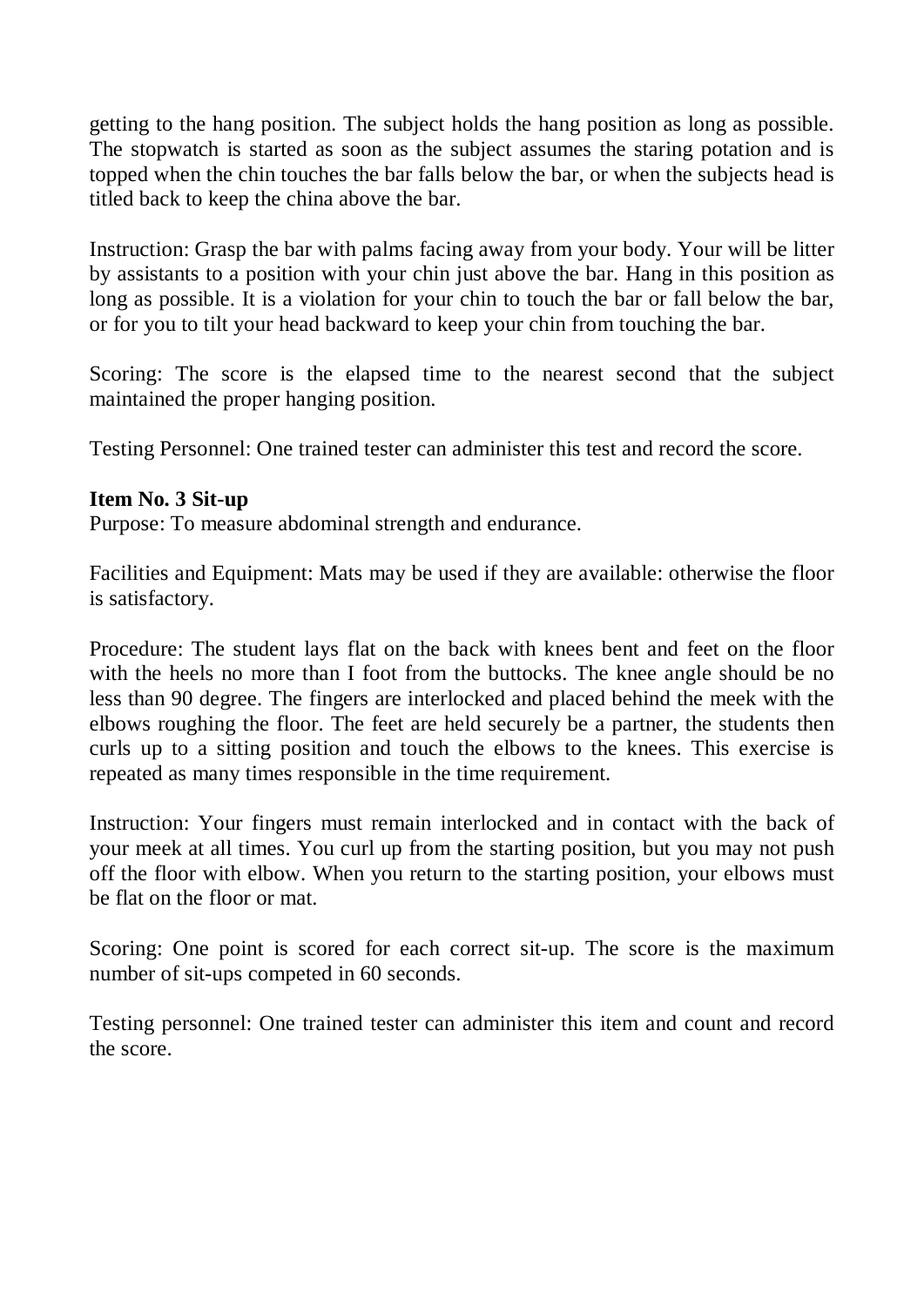getting to the hang position. The subject holds the hang position as long as possible. The stopwatch is started as soon as the subject assumes the staring potation and is topped when the chin touches the bar falls below the bar, or when the subjects head is titled back to keep the china above the bar.

Instruction: Grasp the bar with palms facing away from your body. Your will be litter by assistants to a position with your chin just above the bar. Hang in this position as long as possible. It is a violation for your chin to touch the bar or fall below the bar, or for you to tilt your head backward to keep your chin from touching the bar.

Scoring: The score is the elapsed time to the nearest second that the subject maintained the proper hanging position.

Testing Personnel: One trained tester can administer this test and record the score.

**Item No. 3 Sit-up**
Purpose: To measure abdominal strength and endurance.

Facilities and Equipment: Mats may be used if they are available: otherwise the floor is satisfactory.

Procedure: The student lays flat on the back with knees bent and feet on the floor with the heels no more than I foot from the buttocks. The knee angle should be no less than 90 degree. The fingers are interlocked and placed behind the meek with the elbows roughing the floor. The feet are held securely be a partner, the students then curls up to a sitting position and touch the elbows to the knees. This exercise is repeated as many times responsible in the time requirement.

Instruction: Your fingers must remain interlocked and in contact with the back of your meek at all times. You curl up from the starting position, but you may not push off the floor with elbow. When you return to the starting position, your elbows must be flat on the floor or mat.

Scoring: One point is scored for each correct sit-up. The score is the maximum number of sit-ups competed in 60 seconds.

Testing personnel: One trained tester can administer this item and count and record the score.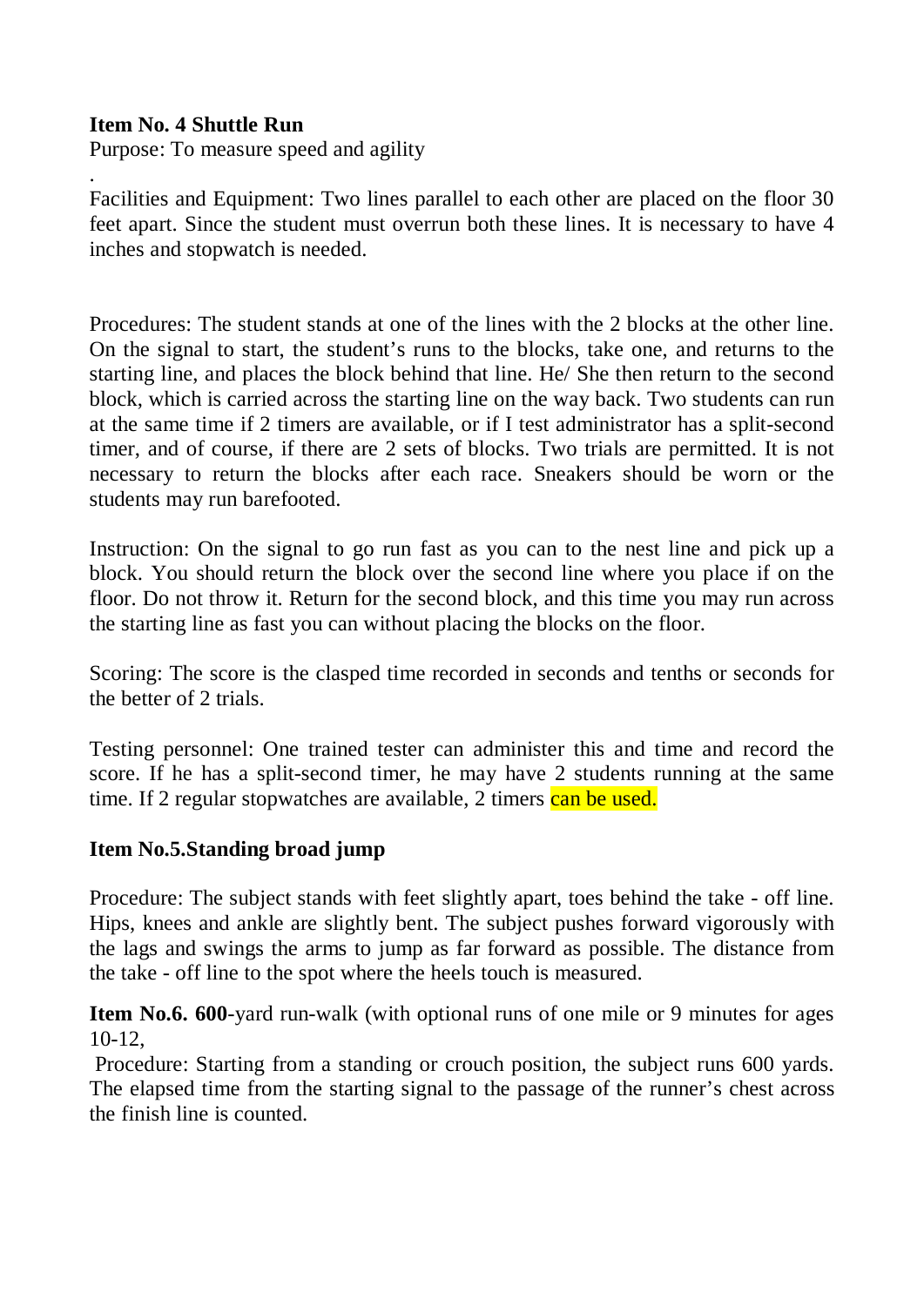**Item No. 4 Shuttle Run**

Purpose: To measure speed and agility

.

Facilities and Equipment: Two lines parallel to each other are placed on the floor 30 feet apart. Since the student must overrun both these lines. It is necessary to have 4 inches and stopwatch is needed.

Procedures: The student stands at one of the lines with the 2 blocks at the other line. On the signal to start, the student's runs to the blocks, take one, and returns to the starting line, and places the block behind that line. He/ She then return to the second block, which is carried across the starting line on the way back. Two students can run at the same time if 2 timers are available, or if I test administrator has a split-second timer, and of course, if there are 2 sets of blocks. Two trials are permitted. It is not necessary to return the blocks after each race. Sneakers should be worn or the students may run barefooted.

Instruction: On the signal to go run fast as you can to the nest line and pick up a block. You should return the block over the second line where you place if on the floor. Do not throw it. Return for the second block, and this time you may run across the starting line as fast you can without placing the blocks on the floor.

Scoring: The score is the clasped time recorded in seconds and tenths or seconds for the better of 2 trials.

Testing personnel: One trained tester can administer this and time and record the score. If he has a split-second timer, he may have 2 students running at the same time. If 2 regular stopwatches are available, 2 timers can be used.

**Item No.5.Standing broad jump**

Procedure: The subject stands with feet slightly apart, toes behind the take - off line. Hips, knees and ankle are slightly bent. The subject pushes forward vigorously with the lags and swings the arms to jump as far forward as possible. The distance from the take - off line to the spot where the heels touch is measured.

**Item No.6. 600**-yard run-walk (with optional runs of one mile or 9 minutes for ages 10-12,

Procedure: Starting from a standing or crouch position, the subject runs 600 yards. The elapsed time from the starting signal to the passage of the runner's chest across the finish line is counted.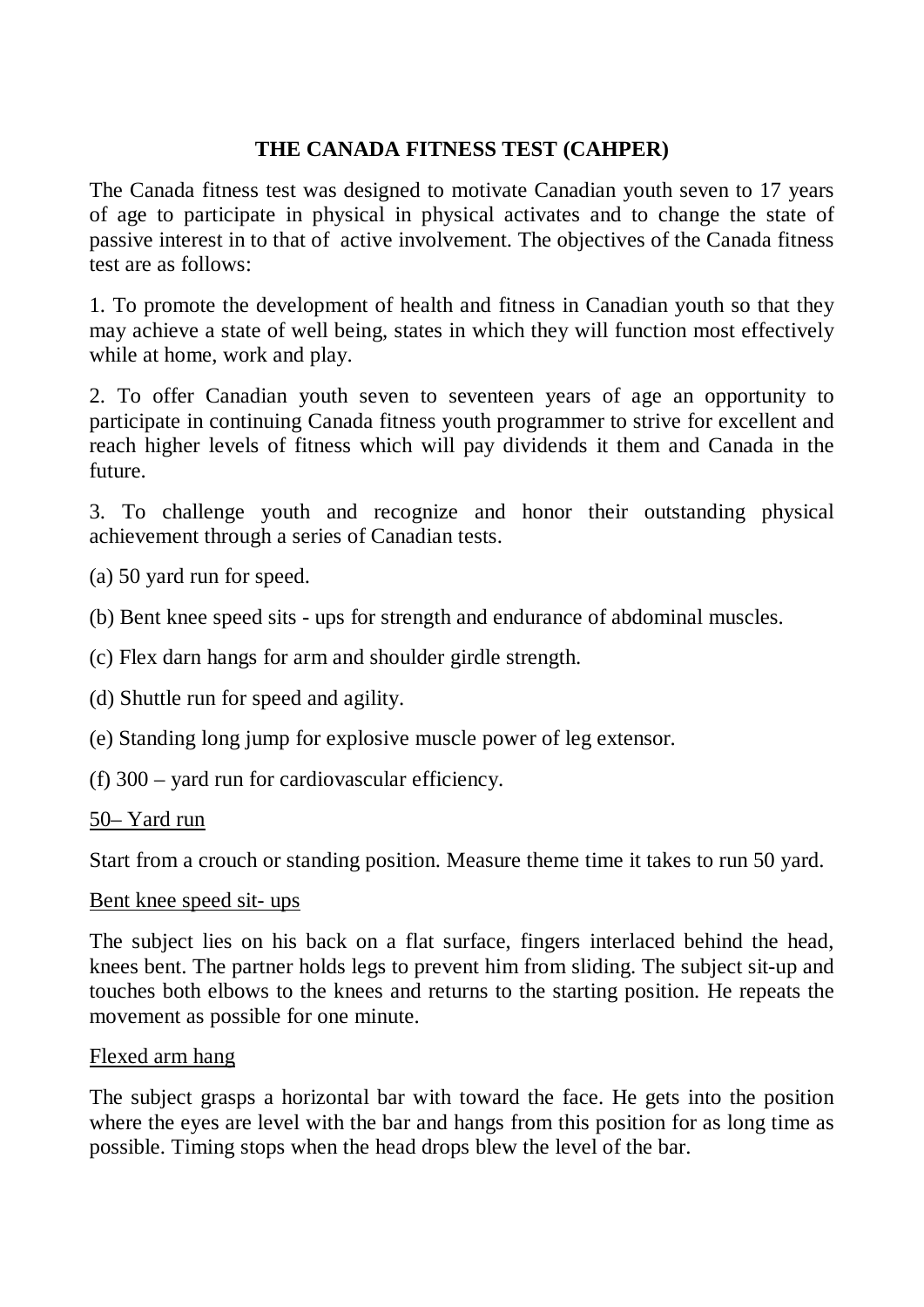## THE CANADA FITNESS TEST (CAHPER)

The Canada fitness test was designed to motivate Canadian youth seven to 17 years of age to participate in physical in physical activates and to change the state of passive interest in to that of active involvement. The objectives of the Canada fitness test are as follows:

1. To promote the development of health and fitness in Canadian youth so that they may achieve a state of well being, states in which they will function most effectively while at home, work and play.

2. To offer Canadian youth seven to seventeen years of age an opportunity to participate in continuing Canada fitness youth programmer to strive for excellent and reach higher levels of fitness which will pay dividends it them and Canada in the future.

3. To challenge youth and recognize and honor their outstanding physical achievement through a series of Canadian tests.

(a) 50 yard run for speed.

(b) Bent knee speed sits - ups for strength and endurance of abdominal muscles.

(c) Flex darn hangs for arm and shoulder girdle strength.

(d) Shuttle run for speed and agility.

(e) Standing long jump for explosive muscle power of leg extensor.

(f) 300 – yard run for cardiovascular efficiency.

<u>50– Yard run</u>

Start from a crouch or standing position. Measure theme time it takes to run 50 yard.

<u>Bent knee speed sit- ups</u>

The subject lies on his back on a flat surface, fingers interlaced behind the head, knees bent. The partner holds legs to prevent him from sliding. The subject sit-up and touches both elbows to the knees and returns to the starting position. He repeats the movement as possible for one minute.

<u>Flexed arm hang</u>

The subject grasps a horizontal bar with toward the face. He gets into the position where the eyes are level with the bar and hangs from this position for as long time as possible. Timing stops when the head drops blew the level of the bar.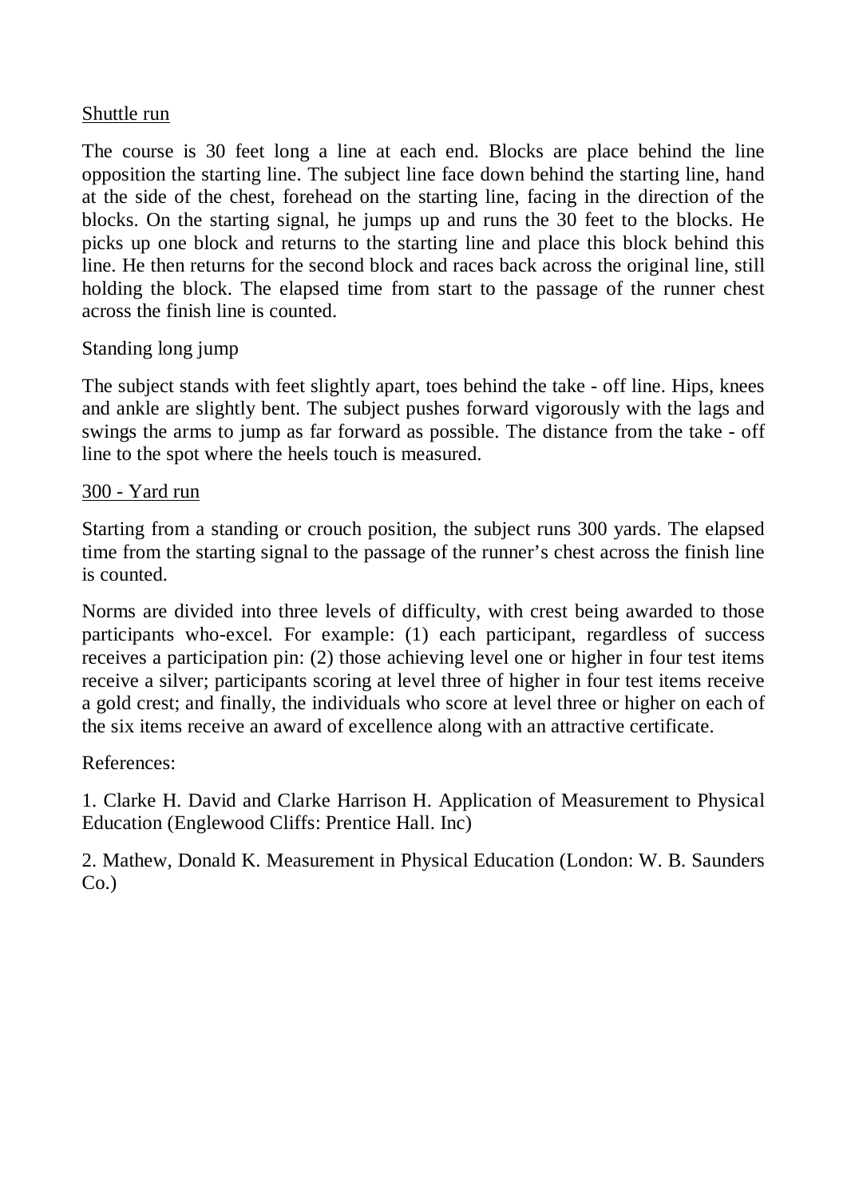Shuttle run

The course is 30 feet long a line at each end. Blocks are place behind the line opposition the starting line. The subject line face down behind the starting line, hand at the side of the chest, forehead on the starting line, facing in the direction of the blocks. On the starting signal, he jumps up and runs the 30 feet to the blocks. He picks up one block and returns to the starting line and place this block behind this line. He then returns for the second block and races back across the original line, still holding the block. The elapsed time from start to the passage of the runner chest across the finish line is counted.

Standing long jump

The subject stands with feet slightly apart, toes behind the take - off line. Hips, knees and ankle are slightly bent. The subject pushes forward vigorously with the lags and swings the arms to jump as far forward as possible. The distance from the take - off line to the spot where the heels touch is measured.

300 - Yard run

Starting from a standing or crouch position, the subject runs 300 yards. The elapsed time from the starting signal to the passage of the runner's chest across the finish line is counted.

Norms are divided into three levels of difficulty, with crest being awarded to those participants who-excel. For example: (1) each participant, regardless of success receives a participation pin: (2) those achieving level one or higher in four test items receive a silver; participants scoring at level three of higher in four test items receive a gold crest; and finally, the individuals who score at level three or higher on each of the six items receive an award of excellence along with an attractive certificate.

References:

1. Clarke H. David and Clarke Harrison H. Application of Measurement to Physical Education (Englewood Cliffs: Prentice Hall. Inc)

2. Mathew, Donald K. Measurement in Physical Education (London: W. B. Saunders Co.)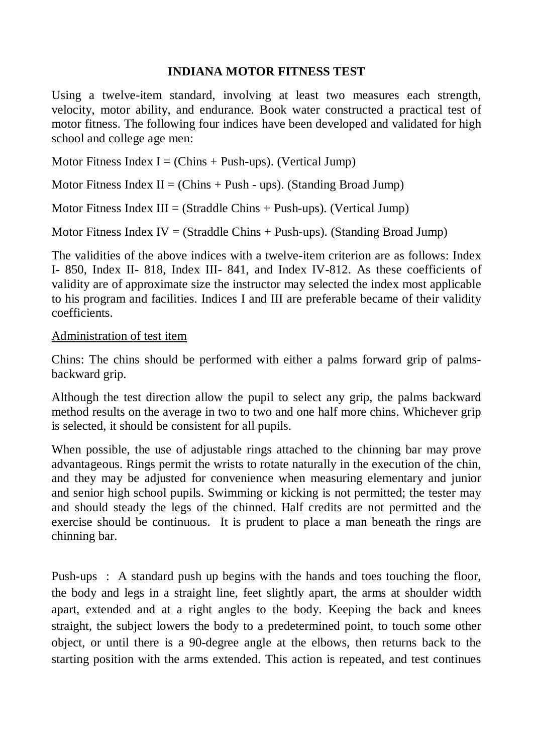## INDIANA MOTOR FITNESS TEST

Using a twelve-item standard, involving at least two measures each strength, velocity, motor ability, and endurance. Book water constructed a practical test of motor fitness. The following four indices have been developed and validated for high school and college age men:

Motor Fitness Index I = (Chins + Push-ups). (Vertical Jump)

Motor Fitness Index II = (Chins + Push - ups). (Standing Broad Jump)

Motor Fitness Index III = (Straddle Chins + Push-ups). (Vertical Jump)

Motor Fitness Index IV = (Straddle Chins + Push-ups). (Standing Broad Jump)

The validities of the above indices with a twelve-item criterion are as follows: Index I- 850, Index II- 818, Index III- 841, and Index IV-812. As these coefficients of validity are of approximate size the instructor may selected the index most applicable to his program and facilities. Indices I and III are preferable became of their validity coefficients.

<u>Administration of test item</u>

Chins: The chins should be performed with either a palms forward grip of palms-backward grip.

Although the test direction allow the pupil to select any grip, the palms backward method results on the average in two to two and one half more chins. Whichever grip is selected, it should be consistent for all pupils.

When possible, the use of adjustable rings attached to the chinning bar may prove advantageous. Rings permit the wrists to rotate naturally in the execution of the chin, and they may be adjusted for convenience when measuring elementary and junior and senior high school pupils. Swimming or kicking is not permitted; the tester may and should steady the legs of the chinned. Half credits are not permitted and the exercise should be continuous. It is prudent to place a man beneath the rings are chinning bar.

Push-ups : A standard push up begins with the hands and toes touching the floor, the body and legs in a straight line, feet slightly apart, the arms at shoulder width apart, extended and at a right angles to the body. Keeping the back and knees straight, the subject lowers the body to a predetermined point, to touch some other object, or until there is a 90-degree angle at the elbows, then returns back to the starting position with the arms extended. This action is repeated, and test continues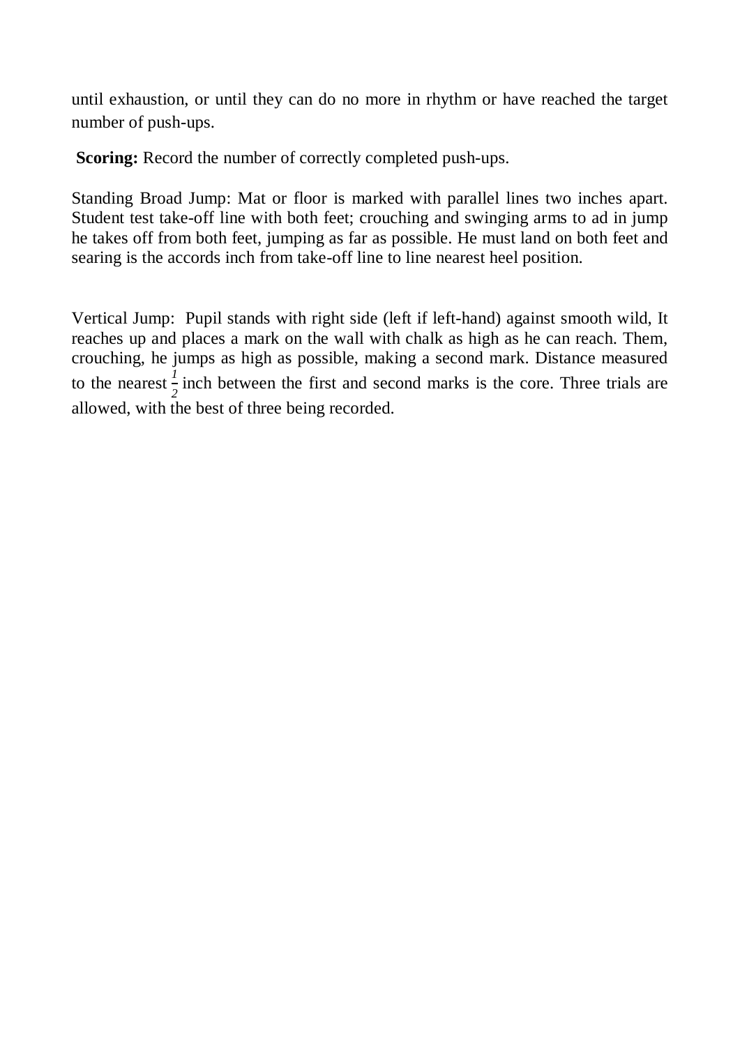until exhaustion, or until they can do no more in rhythm or have reached the target number of push-ups.

**Scoring:** Record the number of correctly completed push-ups.

Standing Broad Jump: Mat or floor is marked with parallel lines two inches apart. Student test take-off line with both feet; crouching and swinging arms to ad in jump he takes off from both feet, jumping as far as possible. He must land on both feet and searing is the accords inch from take-off line to line nearest heel position.

Vertical Jump: Pupil stands with right side (left if left-hand) against smooth wild, It reaches up and places a mark on the wall with chalk as high as he can reach. Them, crouching, he jumps as high as possible, making a second mark. Distance measured to the nearest $\frac{1}{2}$ inch between the first and second marks is the core. Three trials are allowed, with the best of three being recorded.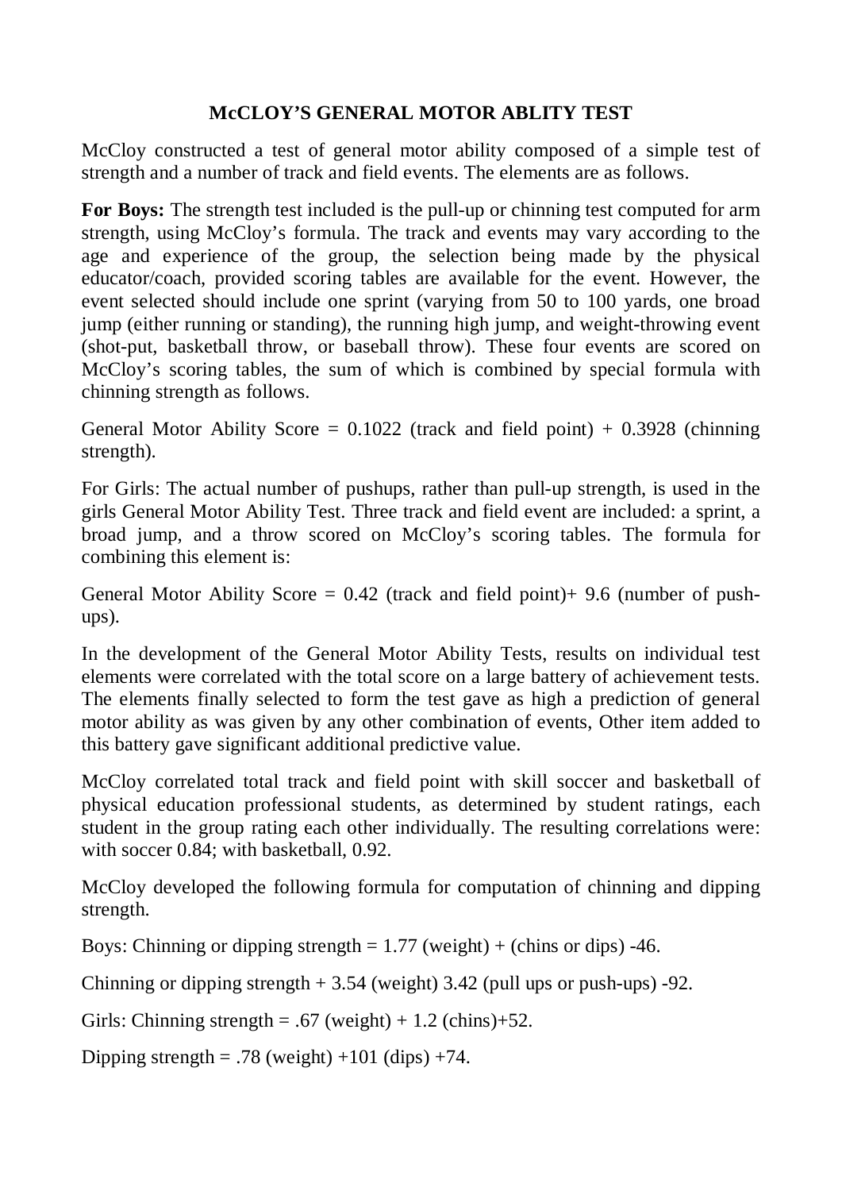## McCLOY'S GENERAL MOTOR ABLITY TEST

McCloy constructed a test of general motor ability composed of a simple test of strength and a number of track and field events. The elements are as follows.

**For Boys:** The strength test included is the pull-up or chinning test computed for arm strength, using McCloy's formula. The track and events may vary according to the age and experience of the group, the selection being made by the physical educator/coach, provided scoring tables are available for the event. However, the event selected should include one sprint (varying from 50 to 100 yards, one broad jump (either running or standing), the running high jump, and weight-throwing event (shot-put, basketball throw, or baseball throw). These four events are scored on McCloy's scoring tables, the sum of which is combined by special formula with chinning strength as follows.

General Motor Ability Score = 0.1022 (track and field point) + 0.3928 (chinning strength).

For Girls: The actual number of pushups, rather than pull-up strength, is used in the girls General Motor Ability Test. Three track and field event are included: a sprint, a broad jump, and a throw scored on McCloy's scoring tables. The formula for combining this element is:

General Motor Ability Score = 0.42 (track and field point)+ 9.6 (number of push-ups).

In the development of the General Motor Ability Tests, results on individual test elements were correlated with the total score on a large battery of achievement tests. The elements finally selected to form the test gave as high a prediction of general motor ability as was given by any other combination of events, Other item added to this battery gave significant additional predictive value.

McCloy correlated total track and field point with skill soccer and basketball of physical education professional students, as determined by student ratings, each student in the group rating each other individually. The resulting correlations were: with soccer 0.84; with basketball, 0.92.

McCloy developed the following formula for computation of chinning and dipping strength.

Boys: Chinning or dipping strength = 1.77 (weight) + (chins or dips) -46.

Chinning or dipping strength + 3.54 (weight) 3.42 (pull ups or push-ups) -92.

Girls: Chinning strength = .67 (weight) + 1.2 (chins)+52.

Dipping strength = .78 (weight) +101 (dips) +74.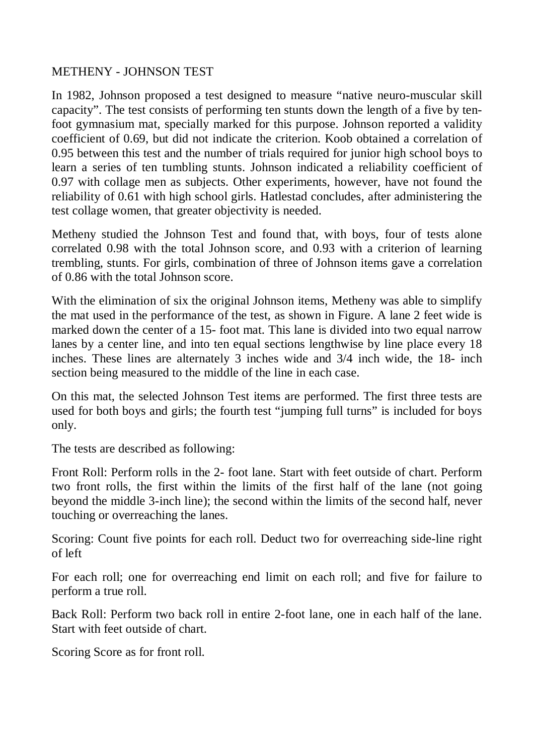METHENY - JOHNSON TEST

In 1982, Johnson proposed a test designed to measure “native neuro-muscular skill capacity”. The test consists of performing ten stunts down the length of a five by ten-foot gymnasium mat, specially marked for this purpose. Johnson reported a validity coefficient of 0.69, but did not indicate the criterion. Koob obtained a correlation of 0.95 between this test and the number of trials required for junior high school boys to learn a series of ten tumbling stunts. Johnson indicated a reliability coefficient of 0.97 with collage men as subjects. Other experiments, however, have not found the reliability of 0.61 with high school girls. Hatlestad concludes, after administering the test collage women, that greater objectivity is needed.

Metheny studied the Johnson Test and found that, with boys, four of tests alone correlated 0.98 with the total Johnson score, and 0.93 with a criterion of learning trembling, stunts. For girls, combination of three of Johnson items gave a correlation of 0.86 with the total Johnson score.

With the elimination of six the original Johnson items, Metheny was able to simplify the mat used in the performance of the test, as shown in Figure. A lane 2 feet wide is marked down the center of a 15- foot mat. This lane is divided into two equal narrow lanes by a center line, and into ten equal sections lengthwise by line place every 18 inches. These lines are alternately 3 inches wide and 3/4 inch wide, the 18- inch section being measured to the middle of the line in each case.

On this mat, the selected Johnson Test items are performed. The first three tests are used for both boys and girls; the fourth test “jumping full turns” is included for boys only.

The tests are described as following:

Front Roll: Perform rolls in the 2- foot lane. Start with feet outside of chart. Perform two front rolls, the first within the limits of the first half of the lane (not going beyond the middle 3-inch line); the second within the limits of the second half, never touching or overreaching the lanes.

Scoring: Count five points for each roll. Deduct two for overreaching side-line right of left

For each roll; one for overreaching end limit on each roll; and five for failure to perform a true roll.

Back Roll: Perform two back roll in entire 2-foot lane, one in each half of the lane. Start with feet outside of chart.

Scoring Score as for front roll.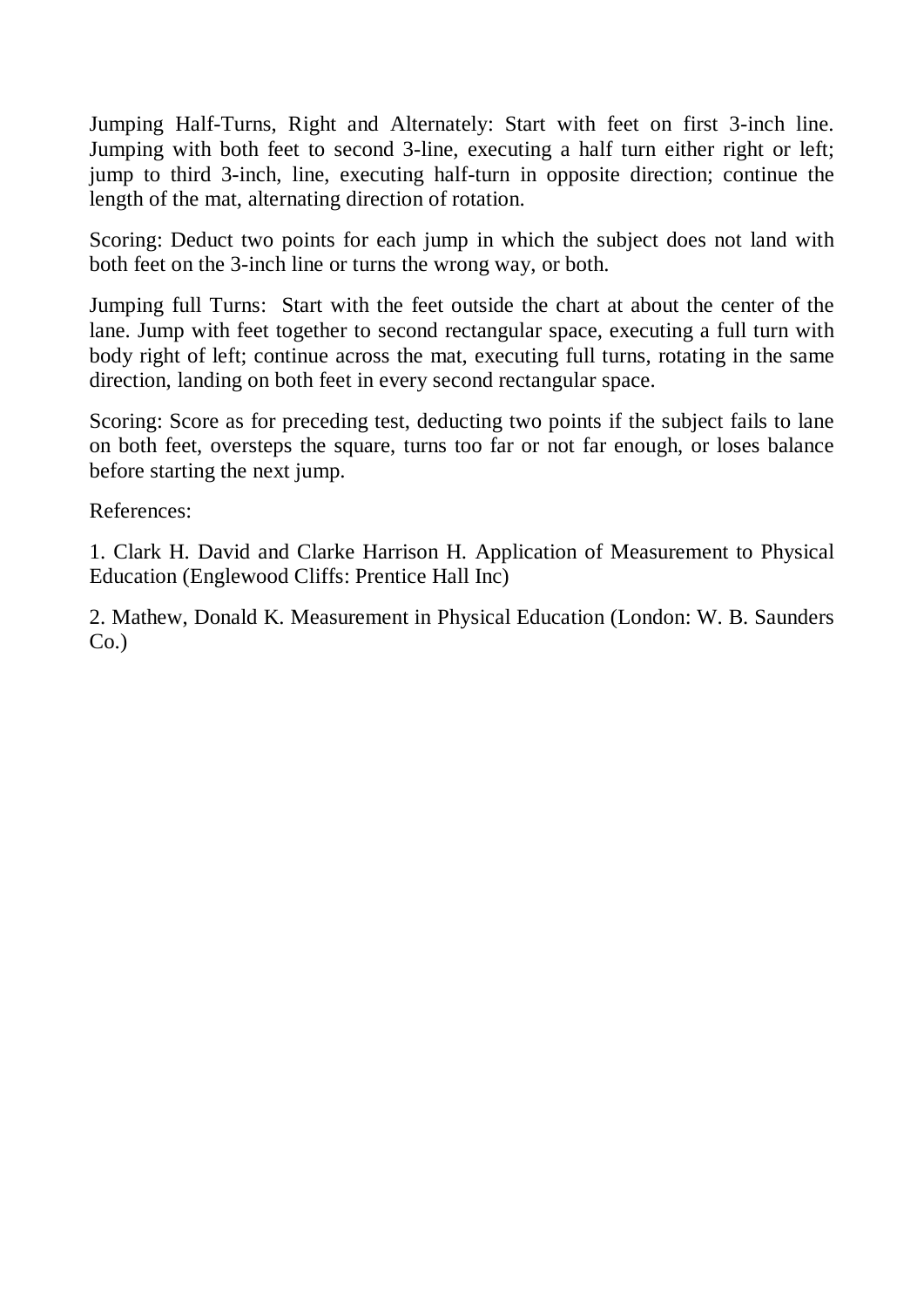Jumping Half-Turns, Right and Alternately: Start with feet on first 3-inch line. Jumping with both feet to second 3-line, executing a half turn either right or left; jump to third 3-inch, line, executing half-turn in opposite direction; continue the length of the mat, alternating direction of rotation.

Scoring: Deduct two points for each jump in which the subject does not land with both feet on the 3-inch line or turns the wrong way, or both.

Jumping full Turns: Start with the feet outside the chart at about the center of the lane. Jump with feet together to second rectangular space, executing a full turn with body right of left; continue across the mat, executing full turns, rotating in the same direction, landing on both feet in every second rectangular space.

Scoring: Score as for preceding test, deducting two points if the subject fails to lane on both feet, oversteps the square, turns too far or not far enough, or loses balance before starting the next jump.

References:

1. Clark H. David and Clarke Harrison H. Application of Measurement to Physical Education (Englewood Cliffs: Prentice Hall Inc)

2. Mathew, Donald K. Measurement in Physical Education (London: W. B. Saunders Co.)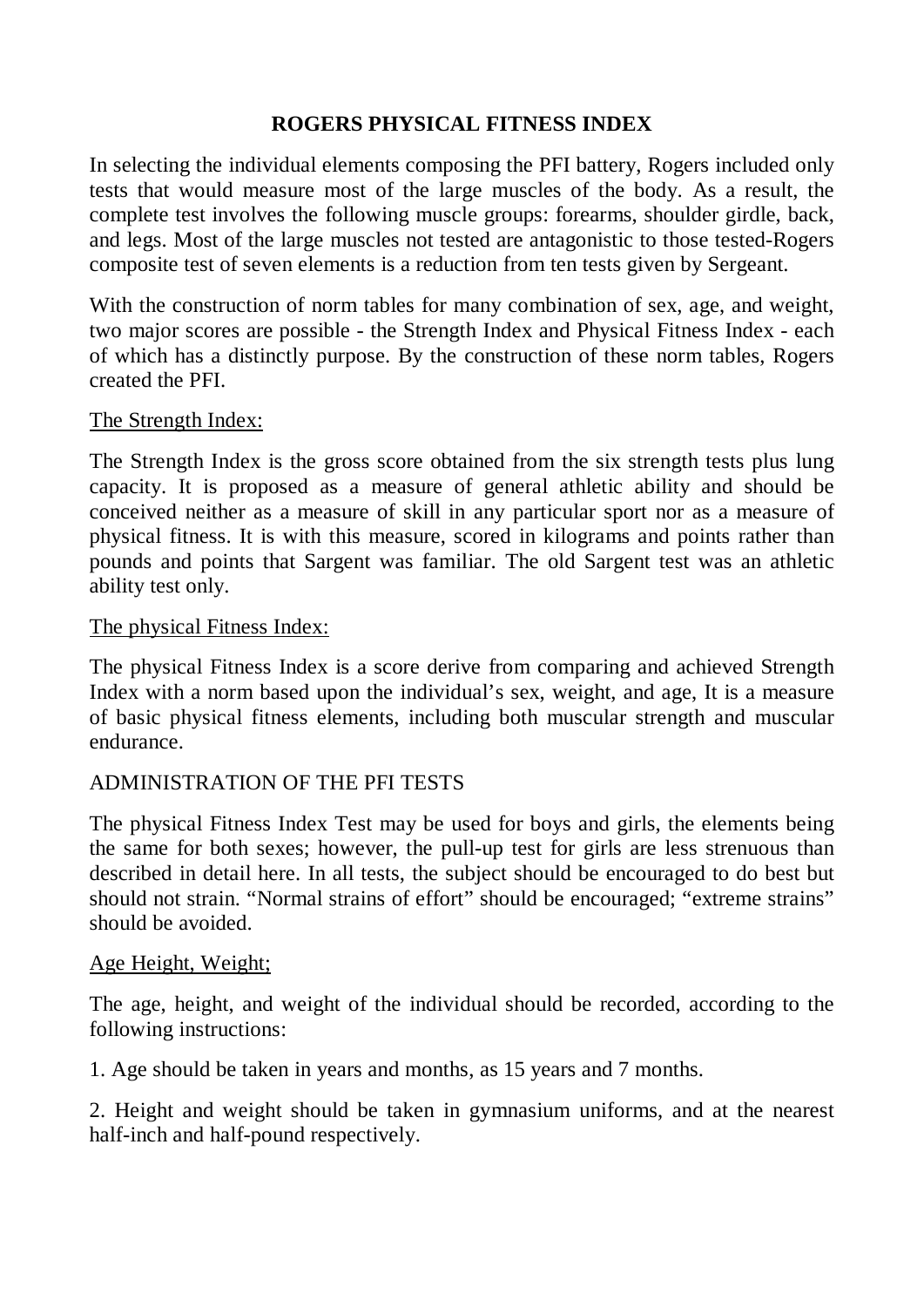**ROGERS PHYSICAL FITNESS INDEX**

In selecting the individual elements composing the PFI battery, Rogers included only tests that would measure most of the large muscles of the body. As a result, the complete test involves the following muscle groups: forearms, shoulder girdle, back, and legs. Most of the large muscles not tested are antagonistic to those tested-Rogers composite test of seven elements is a reduction from ten tests given by Sergeant.

With the construction of norm tables for many combination of sex, age, and weight, two major scores are possible - the Strength Index and Physical Fitness Index - each of which has a distinctly purpose. By the construction of these norm tables, Rogers created the PFI.

<u>The Strength Index:</u>

The Strength Index is the gross score obtained from the six strength tests plus lung capacity. It is proposed as a measure of general athletic ability and should be conceived neither as a measure of skill in any particular sport nor as a measure of physical fitness. It is with this measure, scored in kilograms and points rather than pounds and points that Sargent was familiar. The old Sargent test was an athletic ability test only.

<u>The physical Fitness Index:</u>

The physical Fitness Index is a score derive from comparing and achieved Strength Index with a norm based upon the individual's sex, weight, and age, It is a measure of basic physical fitness elements, including both muscular strength and muscular endurance.

ADMINISTRATION OF THE PFI TESTS

The physical Fitness Index Test may be used for boys and girls, the elements being the same for both sexes; however, the pull-up test for girls are less strenuous than described in detail here. In all tests, the subject should be encouraged to do best but should not strain. "Normal strains of effort" should be encouraged; "extreme strains" should be avoided.

<u>Age Height, Weight;</u>

The age, height, and weight of the individual should be recorded, according to the following instructions:

1. Age should be taken in years and months, as 15 years and 7 months.

2. Height and weight should be taken in gymnasium uniforms, and at the nearest half-inch and half-pound respectively.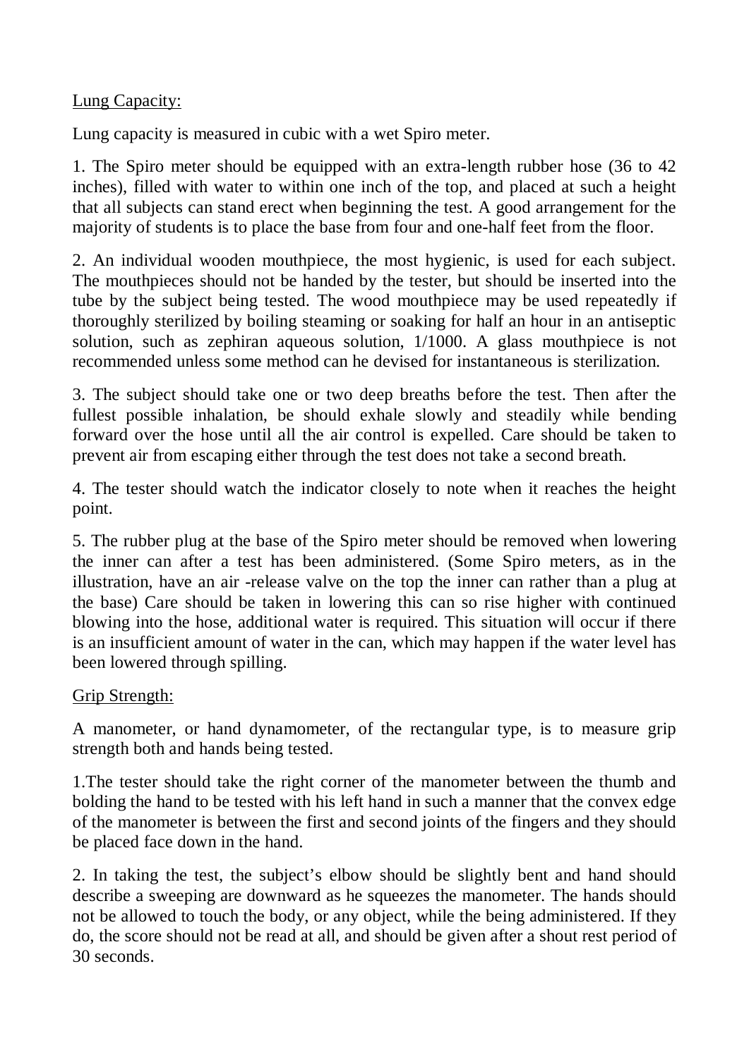Lung Capacity:

Lung capacity is measured in cubic with a wet Spiro meter.

1. The Spiro meter should be equipped with an extra-length rubber hose (36 to 42 inches), filled with water to within one inch of the top, and placed at such a height that all subjects can stand erect when beginning the test. A good arrangement for the majority of students is to place the base from four and one-half feet from the floor.

2. An individual wooden mouthpiece, the most hygienic, is used for each subject. The mouthpieces should not be handed by the tester, but should be inserted into the tube by the subject being tested. The wood mouthpiece may be used repeatedly if thoroughly sterilized by boiling steaming or soaking for half an hour in an antiseptic solution, such as zephiran aqueous solution, 1/1000. A glass mouthpiece is not recommended unless some method can he devised for instantaneous is sterilization.

3. The subject should take one or two deep breaths before the test. Then after the fullest possible inhalation, be should exhale slowly and steadily while bending forward over the hose until all the air control is expelled. Care should be taken to prevent air from escaping either through the test does not take a second breath.

4. The tester should watch the indicator closely to note when it reaches the height point.

5. The rubber plug at the base of the Spiro meter should be removed when lowering the inner can after a test has been administered. (Some Spiro meters, as in the illustration, have an air -release valve on the top the inner can rather than a plug at the base) Care should be taken in lowering this can so rise higher with continued blowing into the hose, additional water is required. This situation will occur if there is an insufficient amount of water in the can, which may happen if the water level has been lowered through spilling.

Grip Strength:

A manometer, or hand dynamometer, of the rectangular type, is to measure grip strength both and hands being tested.

1.The tester should take the right corner of the manometer between the thumb and bolding the hand to be tested with his left hand in such a manner that the convex edge of the manometer is between the first and second joints of the fingers and they should be placed face down in the hand.

2. In taking the test, the subject's elbow should be slightly bent and hand should describe a sweeping are downward as he squeezes the manometer. The hands should not be allowed to touch the body, or any object, while the being administered. If they do, the score should not be read at all, and should be given after a shout rest period of 30 seconds.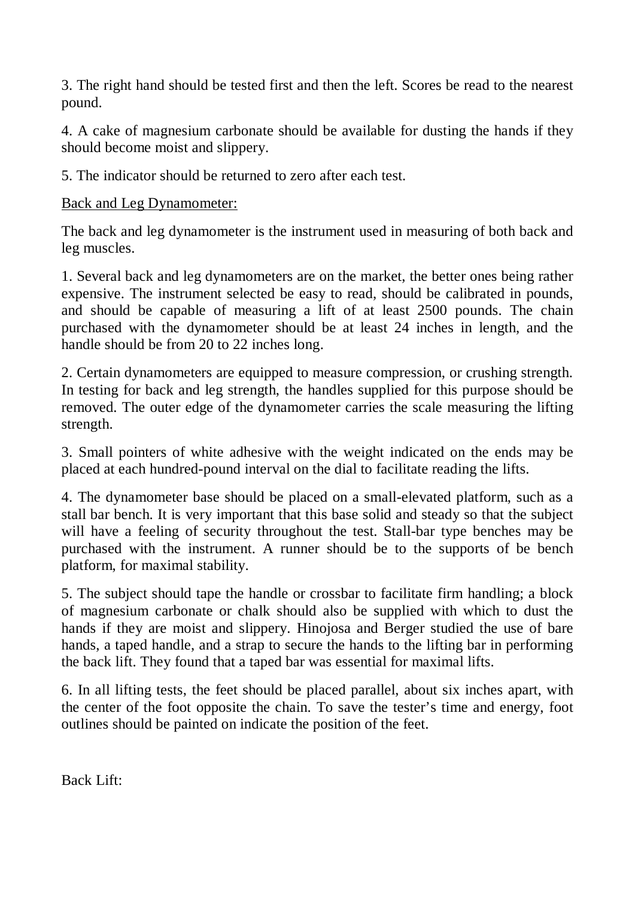3. The right hand should be tested first and then the left. Scores be read to the nearest pound.

4. A cake of magnesium carbonate should be available for dusting the hands if they should become moist and slippery.

5. The indicator should be returned to zero after each test.

<u>Back and Leg Dynamometer:</u>

The back and leg dynamometer is the instrument used in measuring of both back and leg muscles.

1. Several back and leg dynamometers are on the market, the better ones being rather expensive. The instrument selected be easy to read, should be calibrated in pounds, and should be capable of measuring a lift of at least 2500 pounds. The chain purchased with the dynamometer should be at least 24 inches in length, and the handle should be from 20 to 22 inches long.

2. Certain dynamometers are equipped to measure compression, or crushing strength. In testing for back and leg strength, the handles supplied for this purpose should be removed. The outer edge of the dynamometer carries the scale measuring the lifting strength.

3. Small pointers of white adhesive with the weight indicated on the ends may be placed at each hundred-pound interval on the dial to facilitate reading the lifts.

4. The dynamometer base should be placed on a small-elevated platform, such as a stall bar bench. It is very important that this base solid and steady so that the subject will have a feeling of security throughout the test. Stall-bar type benches may be purchased with the instrument. A runner should be to the supports of be bench platform, for maximal stability.

5. The subject should tape the handle or crossbar to facilitate firm handling; a block of magnesium carbonate or chalk should also be supplied with which to dust the hands if they are moist and slippery. Hinojosa and Berger studied the use of bare hands, a taped handle, and a strap to secure the hands to the lifting bar in performing the back lift. They found that a taped bar was essential for maximal lifts.

6. In all lifting tests, the feet should be placed parallel, about six inches apart, with the center of the foot opposite the chain. To save the tester's time and energy, foot outlines should be painted on indicate the position of the feet.

Back Lift: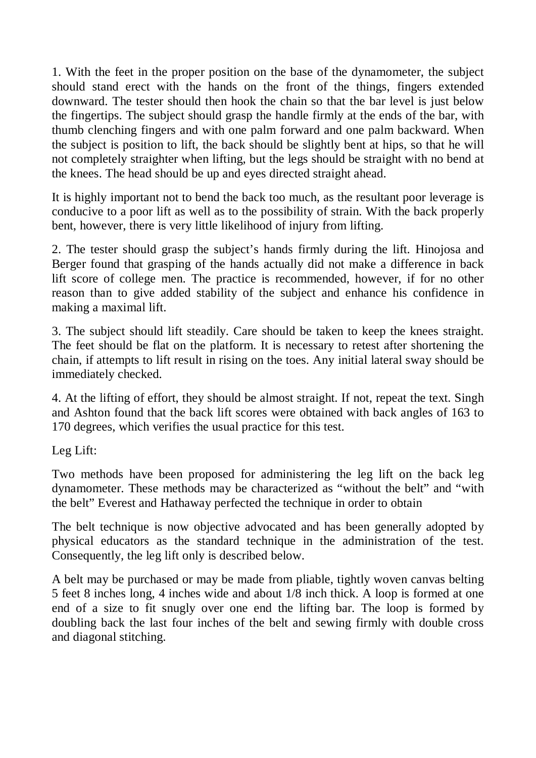1. With the feet in the proper position on the base of the dynamometer, the subject should stand erect with the hands on the front of the things, fingers extended downward. The tester should then hook the chain so that the bar level is just below the fingertips. The subject should grasp the handle firmly at the ends of the bar, with thumb clenching fingers and with one palm forward and one palm backward. When the subject is position to lift, the back should be slightly bent at hips, so that he will not completely straighter when lifting, but the legs should be straight with no bend at the knees. The head should be up and eyes directed straight ahead.

It is highly important not to bend the back too much, as the resultant poor leverage is conducive to a poor lift as well as to the possibility of strain. With the back properly bent, however, there is very little likelihood of injury from lifting.

2. The tester should grasp the subject's hands firmly during the lift. Hinojosa and Berger found that grasping of the hands actually did not make a difference in back lift score of college men. The practice is recommended, however, if for no other reason than to give added stability of the subject and enhance his confidence in making a maximal lift.

3. The subject should lift steadily. Care should be taken to keep the knees straight. The feet should be flat on the platform. It is necessary to retest after shortening the chain, if attempts to lift result in rising on the toes. Any initial lateral sway should be immediately checked.

4. At the lifting of effort, they should be almost straight. If not, repeat the text. Singh and Ashton found that the back lift scores were obtained with back angles of 163 to 170 degrees, which verifies the usual practice for this test.

Leg Lift:

Two methods have been proposed for administering the leg lift on the back leg dynamometer. These methods may be characterized as "without the belt" and "with the belt" Everest and Hathaway perfected the technique in order to obtain

The belt technique is now objective advocated and has been generally adopted by physical educators as the standard technique in the administration of the test. Consequently, the leg lift only is described below.

A belt may be purchased or may be made from pliable, tightly woven canvas belting 5 feet 8 inches long, 4 inches wide and about 1/8 inch thick. A loop is formed at one end of a size to fit snugly over one end the lifting bar. The loop is formed by doubling back the last four inches of the belt and sewing firmly with double cross and diagonal stitching.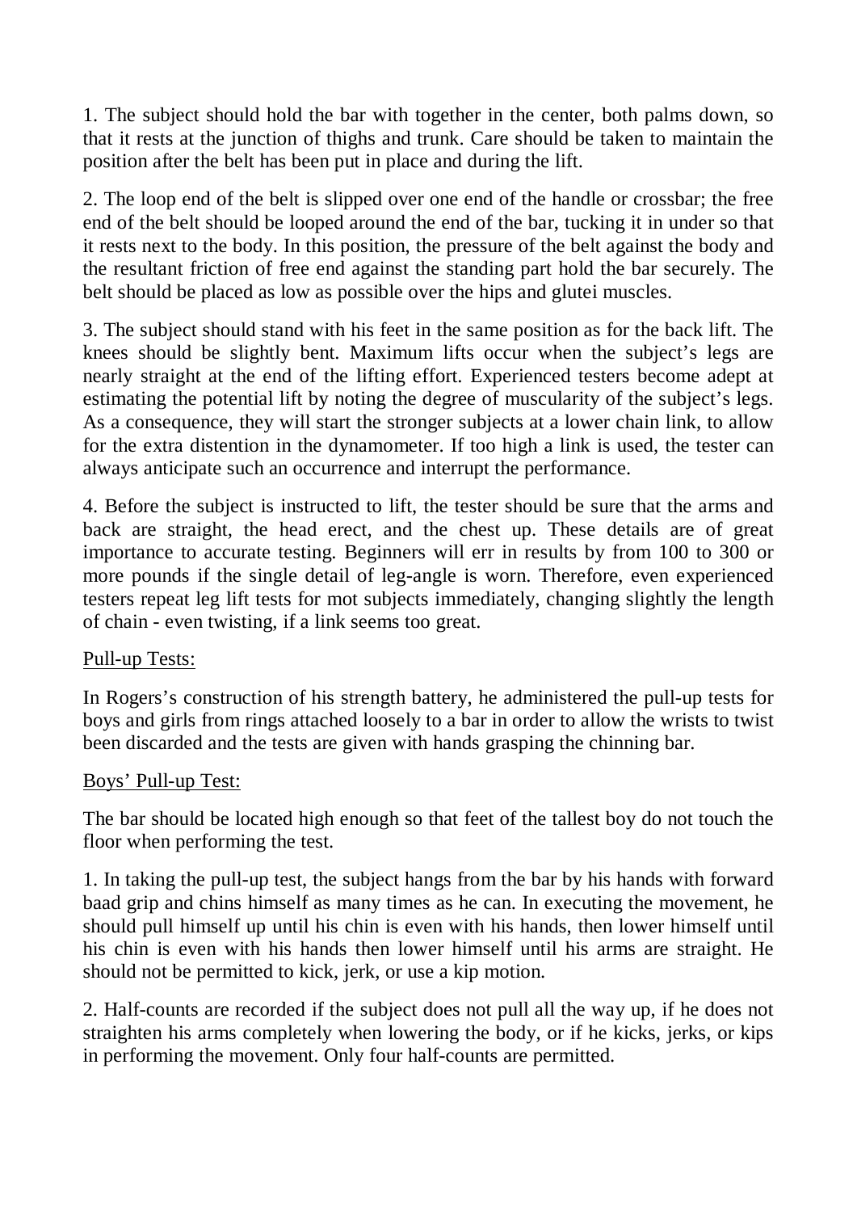1. The subject should hold the bar with together in the center, both palms down, so that it rests at the junction of thighs and trunk. Care should be taken to maintain the position after the belt has been put in place and during the lift.

2. The loop end of the belt is slipped over one end of the handle or crossbar; the free end of the belt should be looped around the end of the bar, tucking it in under so that it rests next to the body. In this position, the pressure of the belt against the body and the resultant friction of free end against the standing part hold the bar securely. The belt should be placed as low as possible over the hips and glutei muscles.

3. The subject should stand with his feet in the same position as for the back lift. The knees should be slightly bent. Maximum lifts occur when the subject's legs are nearly straight at the end of the lifting effort. Experienced testers become adept at estimating the potential lift by noting the degree of muscularity of the subject's legs. As a consequence, they will start the stronger subjects at a lower chain link, to allow for the extra distention in the dynamometer. If too high a link is used, the tester can always anticipate such an occurrence and interrupt the performance.

4. Before the subject is instructed to lift, the tester should be sure that the arms and back are straight, the head erect, and the chest up. These details are of great importance to accurate testing. Beginners will err in results by from 100 to 300 or more pounds if the single detail of leg-angle is worn. Therefore, even experienced testers repeat leg lift tests for mot subjects immediately, changing slightly the length of chain - even twisting, if a link seems too great.

Pull-up Tests:

In Rogers's construction of his strength battery, he administered the pull-up tests for boys and girls from rings attached loosely to a bar in order to allow the wrists to twist been discarded and the tests are given with hands grasping the chinning bar.

Boys' Pull-up Test:

The bar should be located high enough so that feet of the tallest boy do not touch the floor when performing the test.

1. In taking the pull-up test, the subject hangs from the bar by his hands with forward baad grip and chins himself as many times as he can. In executing the movement, he should pull himself up until his chin is even with his hands, then lower himself until his chin is even with his hands then lower himself until his arms are straight. He should not be permitted to kick, jerk, or use a kip motion.

2. Half-counts are recorded if the subject does not pull all the way up, if he does not straighten his arms completely when lowering the body, or if he kicks, jerks, or kips in performing the movement. Only four half-counts are permitted.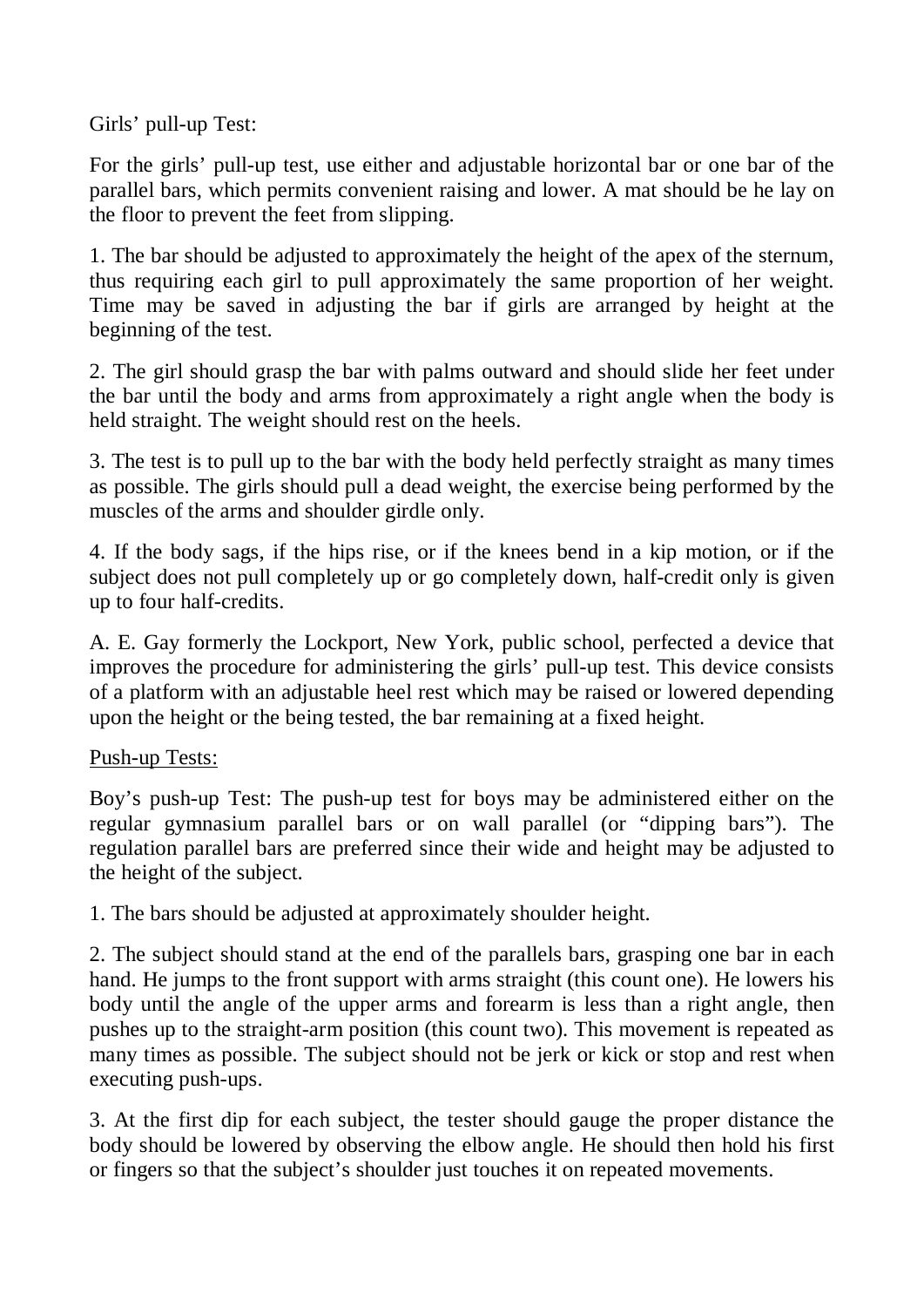Girls' pull-up Test:

For the girls' pull-up test, use either and adjustable horizontal bar or one bar of the parallel bars, which permits convenient raising and lower. A mat should be he lay on the floor to prevent the feet from slipping.

1. The bar should be adjusted to approximately the height of the apex of the sternum, thus requiring each girl to pull approximately the same proportion of her weight. Time may be saved in adjusting the bar if girls are arranged by height at the beginning of the test.

2. The girl should grasp the bar with palms outward and should slide her feet under the bar until the body and arms from approximately a right angle when the body is held straight. The weight should rest on the heels.

3. The test is to pull up to the bar with the body held perfectly straight as many times as possible. The girls should pull a dead weight, the exercise being performed by the muscles of the arms and shoulder girdle only.

4. If the body sags, if the hips rise, or if the knees bend in a kip motion, or if the subject does not pull completely up or go completely down, half-credit only is given up to four half-credits.

A. E. Gay formerly the Lockport, New York, public school, perfected a device that improves the procedure for administering the girls' pull-up test. This device consists of a platform with an adjustable heel rest which may be raised or lowered depending upon the height or the being tested, the bar remaining at a fixed height.

<u>Push-up Tests:</u>

Boy's push-up Test: The push-up test for boys may be administered either on the regular gymnasium parallel bars or on wall parallel (or "dipping bars"). The regulation parallel bars are preferred since their wide and height may be adjusted to the height of the subject.

1. The bars should be adjusted at approximately shoulder height.

2. The subject should stand at the end of the parallels bars, grasping one bar in each hand. He jumps to the front support with arms straight (this count one). He lowers his body until the angle of the upper arms and forearm is less than a right angle, then pushes up to the straight-arm position (this count two). This movement is repeated as many times as possible. The subject should not be jerk or kick or stop and rest when executing push-ups.

3. At the first dip for each subject, the tester should gauge the proper distance the body should be lowered by observing the elbow angle. He should then hold his first or fingers so that the subject's shoulder just touches it on repeated movements.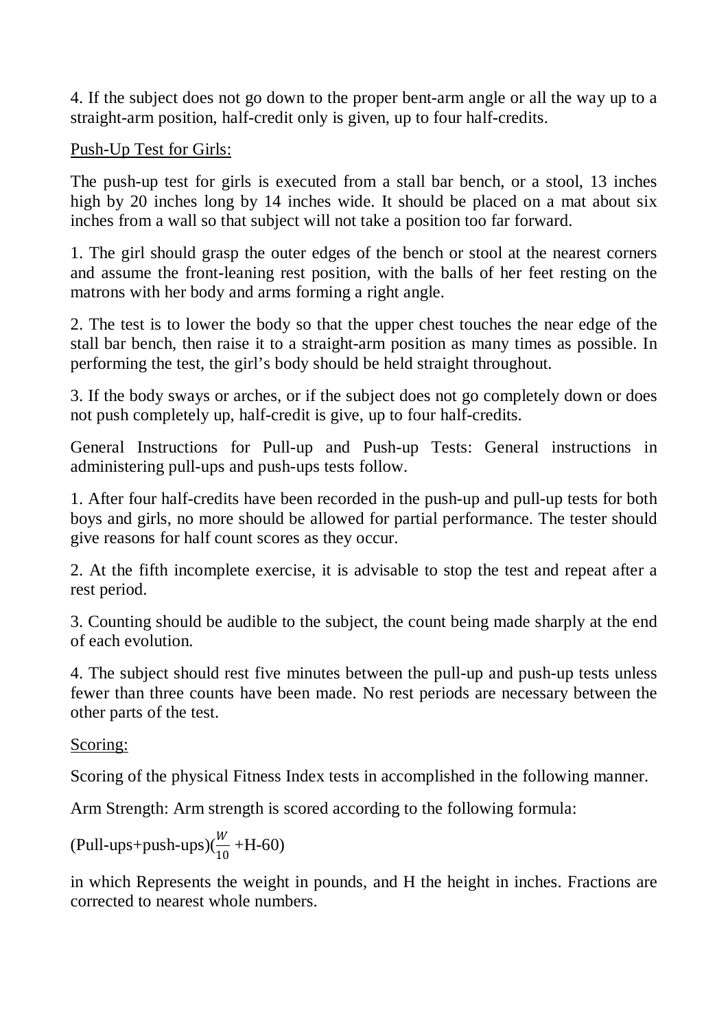4. If the subject does not go down to the proper bent-arm angle or all the way up to a straight-arm position, half-credit only is given, up to four half-credits.

Push-Up Test for Girls:

The push-up test for girls is executed from a stall bar bench, or a stool, 13 inches high by 20 inches long by 14 inches wide. It should be placed on a mat about six inches from a wall so that subject will not take a position too far forward.

1. The girl should grasp the outer edges of the bench or stool at the nearest corners and assume the front-leaning rest position, with the balls of her feet resting on the matrons with her body and arms forming a right angle.

2. The test is to lower the body so that the upper chest touches the near edge of the stall bar bench, then raise it to a straight-arm position as many times as possible. In performing the test, the girl's body should be held straight throughout.

3. If the body sways or arches, or if the subject does not go completely down or does not push completely up, half-credit is give, up to four half-credits.

General Instructions for Pull-up and Push-up Tests: General instructions in administering pull-ups and push-ups tests follow.

1. After four half-credits have been recorded in the push-up and pull-up tests for both boys and girls, no more should be allowed for partial performance. The tester should give reasons for half count scores as they occur.

2. At the fifth incomplete exercise, it is advisable to stop the test and repeat after a rest period.

3. Counting should be audible to the subject, the count being made sharply at the end of each evolution.

4. The subject should rest five minutes between the pull-up and push-up tests unless fewer than three counts have been made. No rest periods are necessary between the other parts of the test.

Scoring:

Scoring of the physical Fitness Index tests in accomplished in the following manner.

Arm Strength: Arm strength is scored according to the following formula:

$$(\text{Pull-ups}+\text{push-ups})\left(\frac{W}{10}+H-60\right)$$

in which Represents the weight in pounds, and H the height in inches. Fractions are corrected to nearest whole numbers.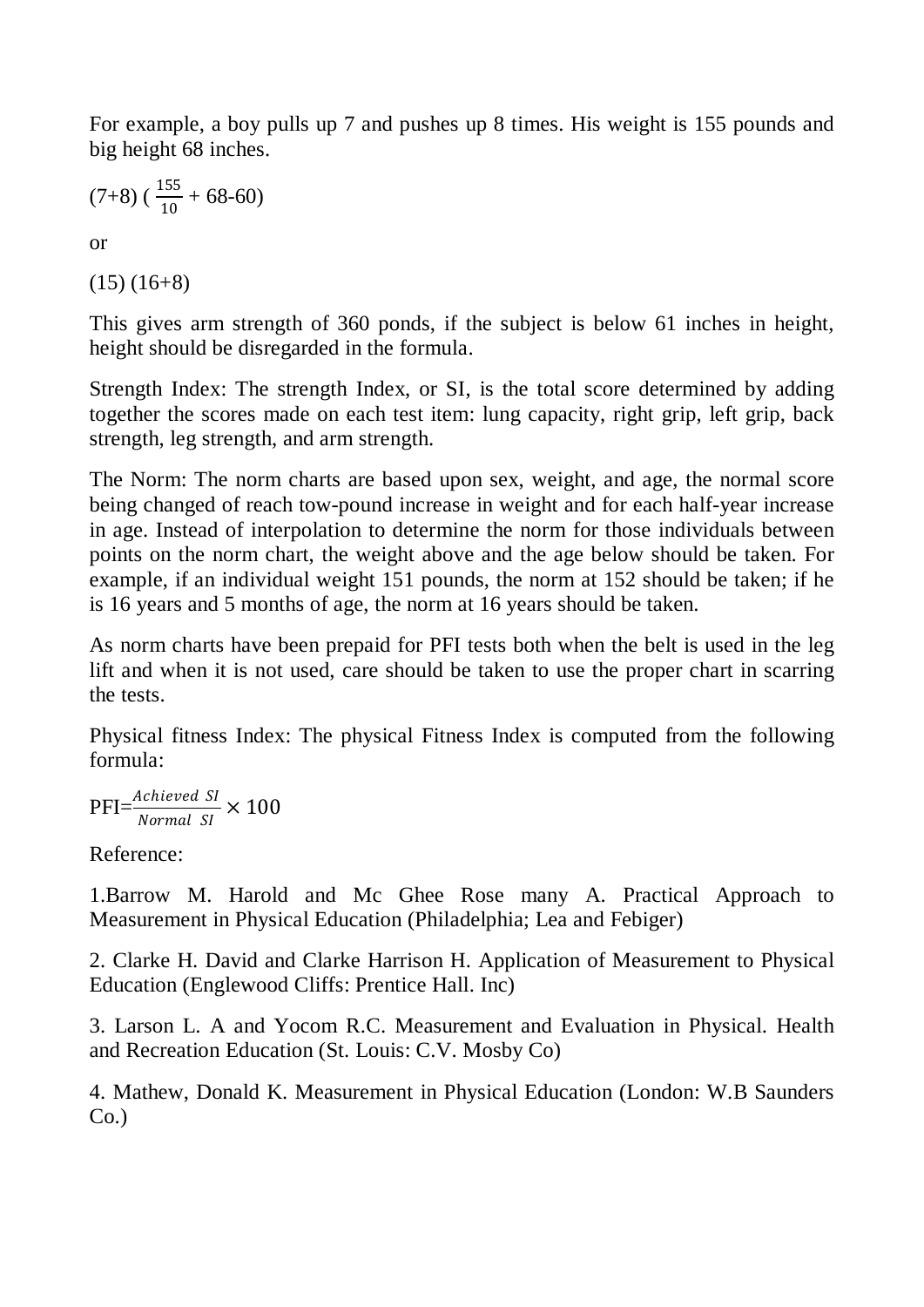For example, a boy pulls up 7 and pushes up 8 times. His weight is 155 pounds and big height 68 inches.

$(7+8)\ (\frac{155}{10} + 68\text{-}60)$

or

(15) (16+8)

This gives arm strength of 360 ponds, if the subject is below 61 inches in height, height should be disregarded in the formula.

Strength Index: The strength Index, or SI, is the total score determined by adding together the scores made on each test item: lung capacity, right grip, left grip, back strength, leg strength, and arm strength.

The Norm: The norm charts are based upon sex, weight, and age, the normal score being changed of reach tow-pound increase in weight and for each half-year increase in age. Instead of interpolation to determine the norm for those individuals between points on the norm chart, the weight above and the age below should be taken. For example, if an individual weight 151 pounds, the norm at 152 should be taken; if he is 16 years and 5 months of age, the norm at 16 years should be taken.

As norm charts have been prepaid for PFI tests both when the belt is used in the leg lift and when it is not used, care should be taken to use the proper chart in scarring the tests.

Physical fitness Index: The physical Fitness Index is computed from the following formula:

$$\text{PFI}=\frac{Achieved\ \ SI}{Normal\ \ SI} \times 100$$

Reference:

1.Barrow M. Harold and Mc Ghee Rose many A. Practical Approach to Measurement in Physical Education (Philadelphia; Lea and Febiger)

2. Clarke H. David and Clarke Harrison H. Application of Measurement to Physical Education (Englewood Cliffs: Prentice Hall. Inc)

3. Larson L. A and Yocom R.C. Measurement and Evaluation in Physical. Health and Recreation Education (St. Louis: C.V. Mosby Co)

4. Mathew, Donald K. Measurement in Physical Education (London: W.B Saunders Co.)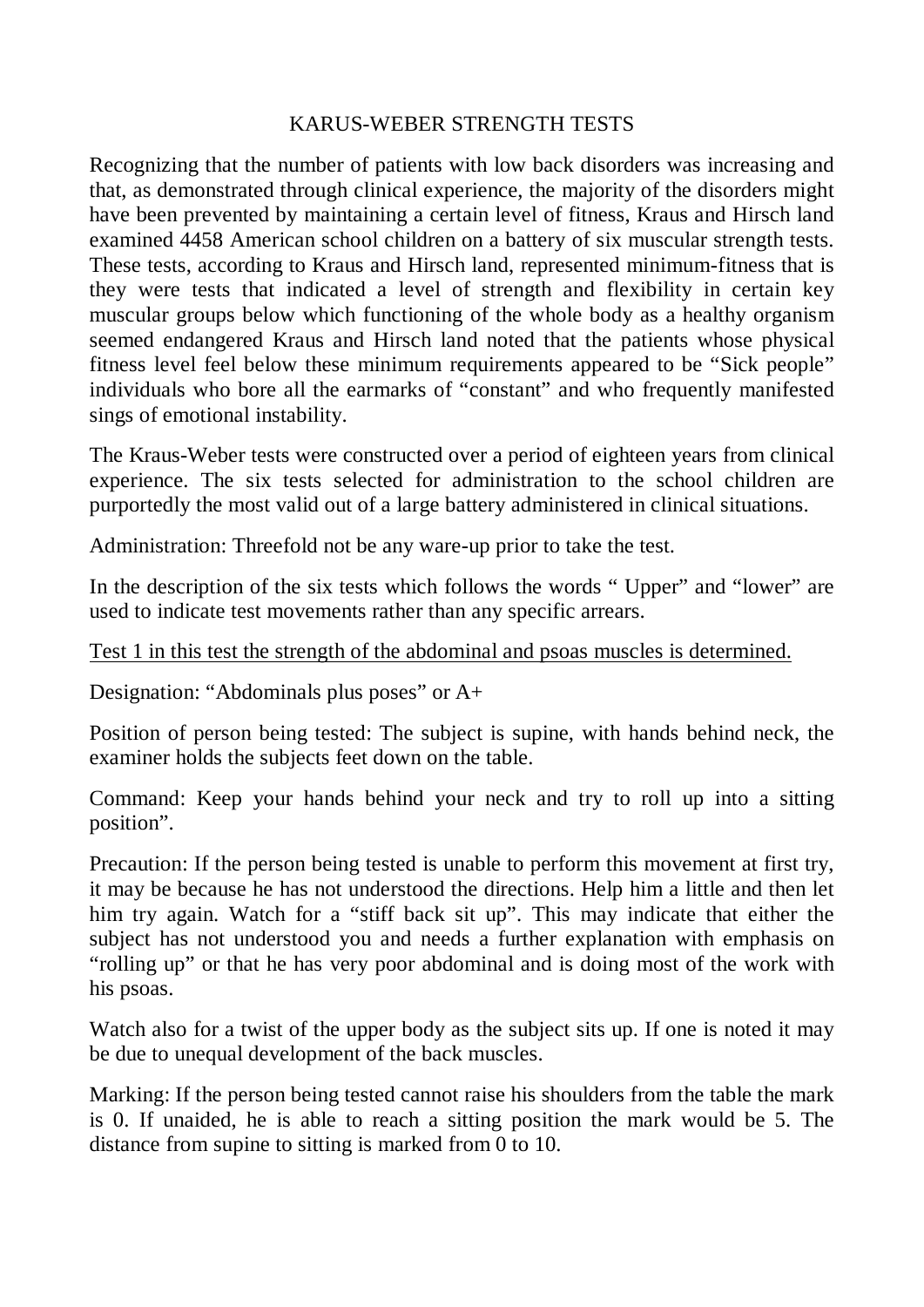# KARUS-WEBER STRENGTH TESTS

Recognizing that the number of patients with low back disorders was increasing and that, as demonstrated through clinical experience, the majority of the disorders might have been prevented by maintaining a certain level of fitness, Kraus and Hirsch land examined 4458 American school children on a battery of six muscular strength tests. These tests, according to Kraus and Hirsch land, represented minimum-fitness that is they were tests that indicated a level of strength and flexibility in certain key muscular groups below which functioning of the whole body as a healthy organism seemed endangered Kraus and Hirsch land noted that the patients whose physical fitness level feel below these minimum requirements appeared to be "Sick people" individuals who bore all the earmarks of "constant" and who frequently manifested sings of emotional instability.

The Kraus-Weber tests were constructed over a period of eighteen years from clinical experience. The six tests selected for administration to the school children are purportedly the most valid out of a large battery administered in clinical situations.

Administration: Threefold not be any ware-up prior to take the test.

In the description of the six tests which follows the words " Upper" and "lower" are used to indicate test movements rather than any specific arrears.

<u>Test 1 in this test the strength of the abdominal and psoas muscles is determined.</u>

Designation: "Abdominals plus poses" or A+

Position of person being tested: The subject is supine, with hands behind neck, the examiner holds the subjects feet down on the table.

Command: Keep your hands behind your neck and try to roll up into a sitting position".

Precaution: If the person being tested is unable to perform this movement at first try, it may be because he has not understood the directions. Help him a little and then let him try again. Watch for a "stiff back sit up". This may indicate that either the subject has not understood you and needs a further explanation with emphasis on "rolling up" or that he has very poor abdominal and is doing most of the work with his psoas.

Watch also for a twist of the upper body as the subject sits up. If one is noted it may be due to unequal development of the back muscles.

Marking: If the person being tested cannot raise his shoulders from the table the mark is 0. If unaided, he is able to reach a sitting position the mark would be 5. The distance from supine to sitting is marked from 0 to 10.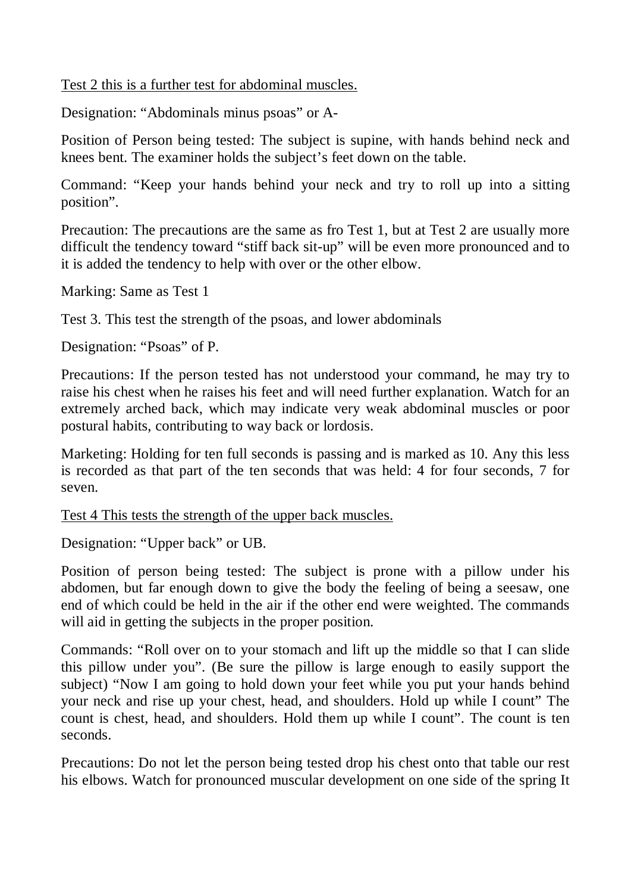<u>Test 2 this is a further test for abdominal muscles.</u>

Designation: "Abdominals minus psoas" or A-

Position of Person being tested: The subject is supine, with hands behind neck and knees bent. The examiner holds the subject's feet down on the table.

Command: "Keep your hands behind your neck and try to roll up into a sitting position".

Precaution: The precautions are the same as fro Test 1, but at Test 2 are usually more difficult the tendency toward "stiff back sit-up" will be even more pronounced and to it is added the tendency to help with over or the other elbow.

Marking: Same as Test 1

Test 3. This test the strength of the psoas, and lower abdominals

Designation: "Psoas" of P.

Precautions: If the person tested has not understood your command, he may try to raise his chest when he raises his feet and will need further explanation. Watch for an extremely arched back, which may indicate very weak abdominal muscles or poor postural habits, contributing to way back or lordosis.

Marketing: Holding for ten full seconds is passing and is marked as 10. Any this less is recorded as that part of the ten seconds that was held: 4 for four seconds, 7 for seven.

<u>Test 4 This tests the strength of the upper back muscles.</u>

Designation: "Upper back" or UB.

Position of person being tested: The subject is prone with a pillow under his abdomen, but far enough down to give the body the feeling of being a seesaw, one end of which could be held in the air if the other end were weighted. The commands will aid in getting the subjects in the proper position.

Commands: "Roll over on to your stomach and lift up the middle so that I can slide this pillow under you". (Be sure the pillow is large enough to easily support the subject) "Now I am going to hold down your feet while you put your hands behind your neck and rise up your chest, head, and shoulders. Hold up while I count" The count is chest, head, and shoulders. Hold them up while I count". The count is ten seconds.

Precautions: Do not let the person being tested drop his chest onto that table our rest his elbows. Watch for pronounced muscular development on one side of the spring It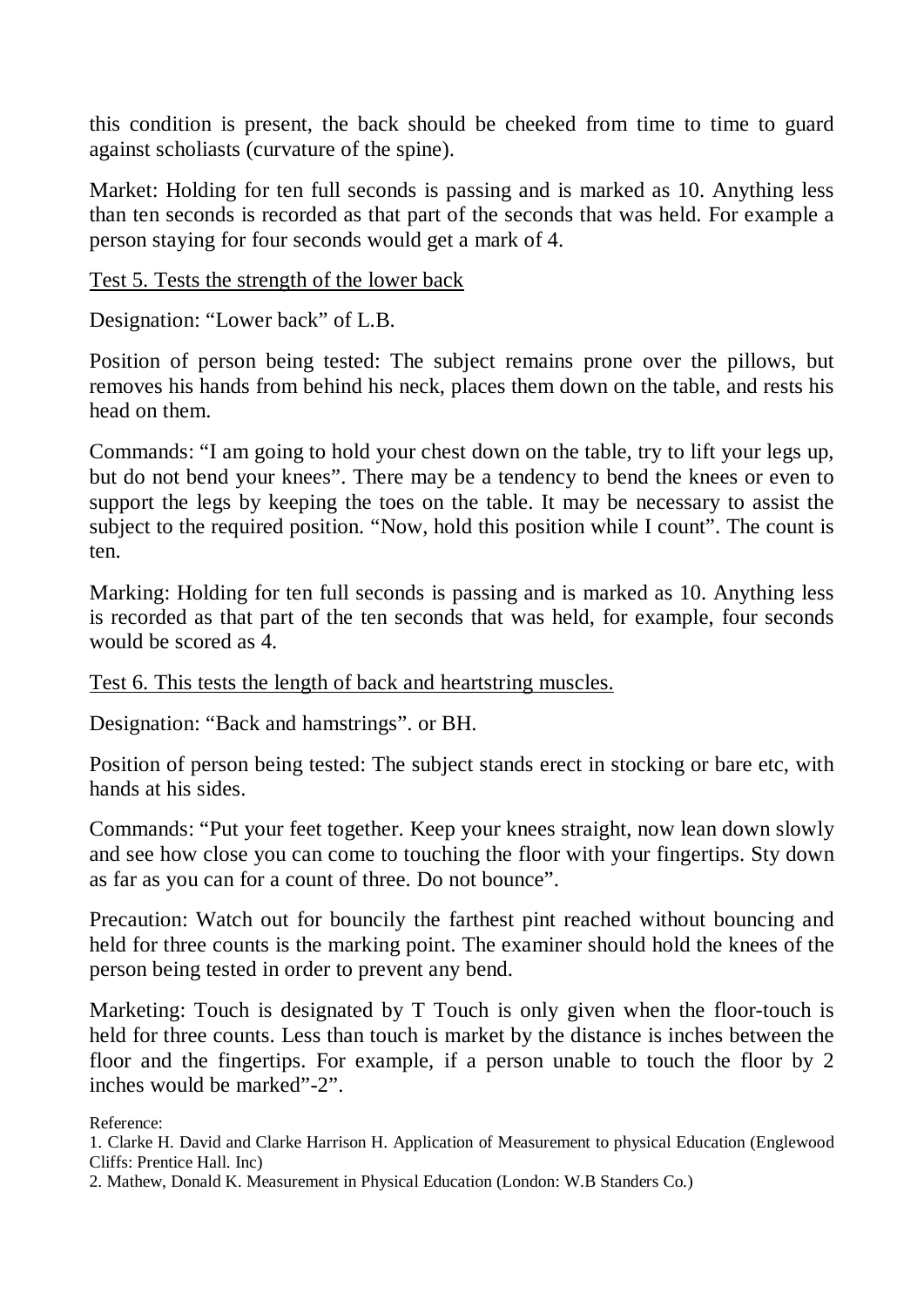this condition is present, the back should be cheeked from time to time to guard against scholiasts (curvature of the spine).

Market: Holding for ten full seconds is passing and is marked as 10. Anything less than ten seconds is recorded as that part of the seconds that was held. For example a person staying for four seconds would get a mark of 4.

<u>Test 5. Tests the strength of the lower back</u>

Designation: "Lower back" of L.B.

Position of person being tested: The subject remains prone over the pillows, but removes his hands from behind his neck, places them down on the table, and rests his head on them.

Commands: "I am going to hold your chest down on the table, try to lift your legs up, but do not bend your knees". There may be a tendency to bend the knees or even to support the legs by keeping the toes on the table. It may be necessary to assist the subject to the required position. "Now, hold this position while I count". The count is ten.

Marking: Holding for ten full seconds is passing and is marked as 10. Anything less is recorded as that part of the ten seconds that was held, for example, four seconds would be scored as 4.

<u>Test 6. This tests the length of back and heartstring muscles.</u>

Designation: "Back and hamstrings". or BH.

Position of person being tested: The subject stands erect in stocking or bare etc, with hands at his sides.

Commands: "Put your feet together. Keep your knees straight, now lean down slowly and see how close you can come to touching the floor with your fingertips. Sty down as far as you can for a count of three. Do not bounce".

Precaution: Watch out for bouncily the farthest pint reached without bouncing and held for three counts is the marking point. The examiner should hold the knees of the person being tested in order to prevent any bend.

Marketing: Touch is designated by T Touch is only given when the floor-touch is held for three counts. Less than touch is market by the distance is inches between the floor and the fingertips. For example, if a person unable to touch the floor by 2 inches would be marked"-2".

Reference:

1. Clarke H. David and Clarke Harrison H. Application of Measurement to physical Education (Englewood Cliffs: Prentice Hall. Inc)
2. Mathew, Donald K. Measurement in Physical Education (London: W.B Standers Co.)